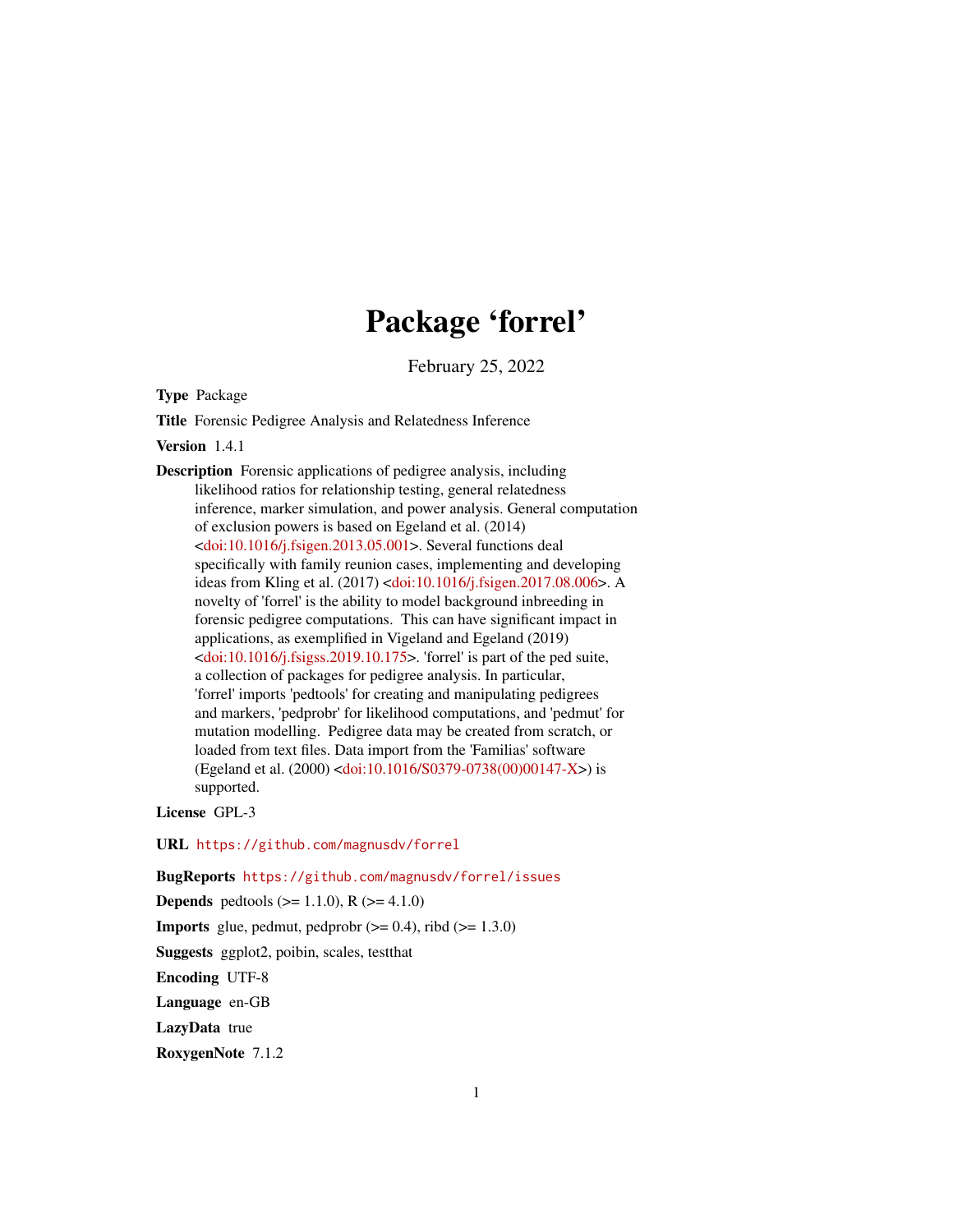# Package 'forrel'

February 25, 2022

**Type** Package

**Title** Forensic Pedigree Analysis and Relatedness Inference

**Version** 1.4.1

**Description** Forensic applications of pedigree analysis, including likelihood ratios for relationship testing, general relatedness inference, marker simulation, and power analysis. General computation of exclusion powers is based on Egeland et al. (2014) <doi:10.1016/j.fsigen.2013.05.001>. Several functions deal specifically with family reunion cases, implementing and developing ideas from Kling et al. (2017) <doi:10.1016/j.fsigen.2017.08.006>. A novelty of 'forrel' is the ability to model background inbreeding in forensic pedigree computations. This can have significant impact in applications, as exemplified in Vigeland and Egeland (2019) <doi:10.1016/j.fsigss.2019.10.175>. 'forrel' is part of the ped suite, a collection of packages for pedigree analysis. In particular, 'forrel' imports 'pedtools' for creating and manipulating pedigrees and markers, 'pedprobr' for likelihood computations, and 'pedmut' for mutation modelling. Pedigree data may be created from scratch, or loaded from text files. Data import from the 'Familias' software (Egeland et al. (2000) <doi:10.1016/S0379-0738(00)00147-X>) is supported.

**License** GPL-3

**URL** https://github.com/magnusdv/forrel

**BugReports** https://github.com/magnusdv/forrel/issues

**Depends** pedtools (>= 1.1.0), R (>= 4.1.0)

**Imports** glue, pedmut, pedprobr (>= 0.4), ribd (>= 1.3.0)

**Suggests** ggplot2, poibin, scales, testthat

**Encoding** UTF-8

**Language** en-GB

**LazyData** true

**RoxygenNote** 7.1.2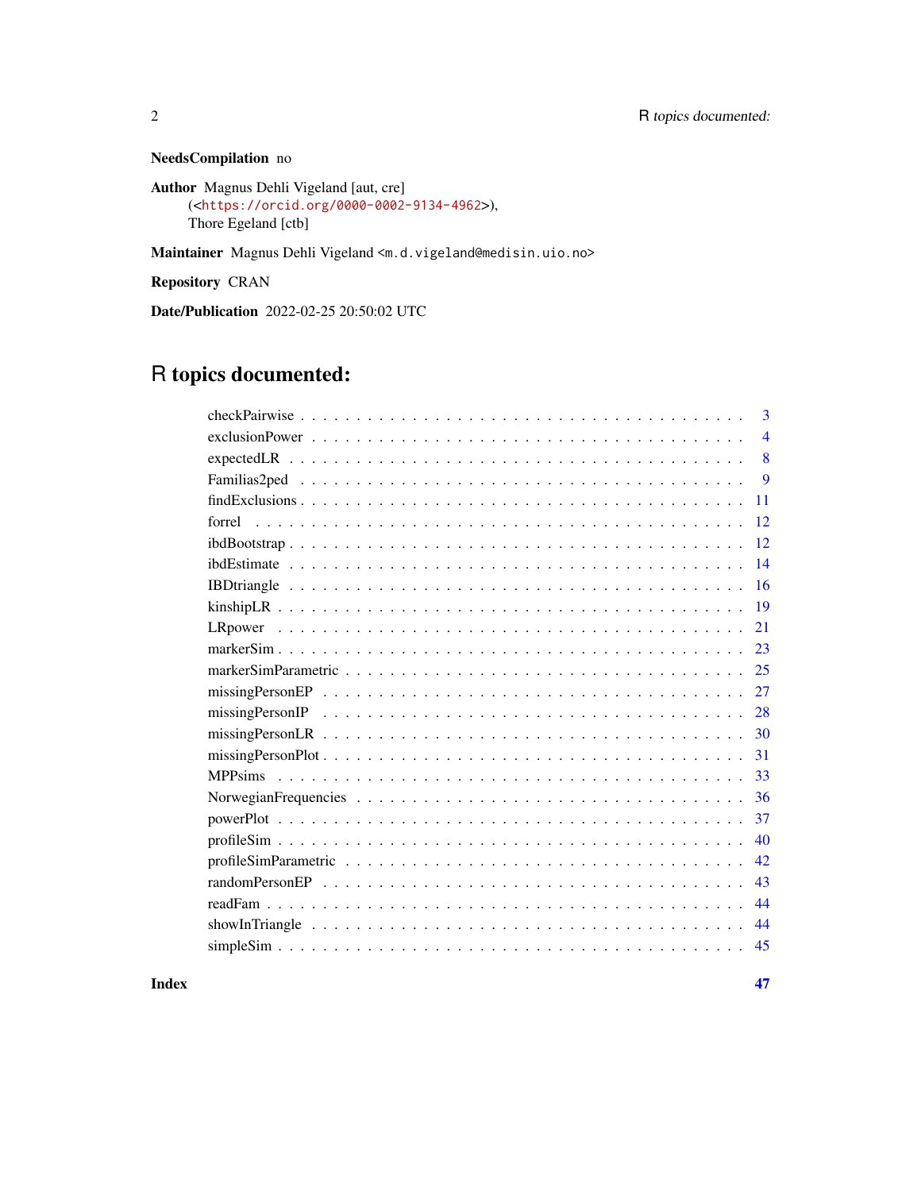**NeedsCompilation** no

**Author** Magnus Dehli Vigeland [aut, cre]
(<https://orcid.org/0000-0002-9134-4962>),
Thore Egeland [ctb]

**Maintainer** Magnus Dehli Vigeland <m.d.vigeland@medisin.uio.no>

**Repository** CRAN

**Date/Publication** 2022-02-25 20:50:02 UTC

# R topics documented:

| | |
|---|---|
| checkPairwise | 3 |
| exclusionPower | 4 |
| expectedLR | 8 |
| Familias2ped | 9 |
| findExclusions | 11 |
| forrel | 12 |
| ibdBootstrap | 12 |
| ibdEstimate | 14 |
| IBDtriangle | 16 |
| kinshipLR | 19 |
| LRpower | 21 |
| markerSim | 23 |
| markerSimParametric | 25 |
| missingPersonEP | 27 |
| missingPersonIP | 28 |
| missingPersonLR | 30 |
| missingPersonPlot | 31 |
| MPPsims | 33 |
| NorwegianFrequencies | 36 |
| powerPlot | 37 |
| profileSim | 40 |
| profileSimParametric | 42 |
| randomPersonEP | 43 |
| readFam | 44 |
| showInTriangle | 44 |
| simpleSim | 45 |

**Index** **47**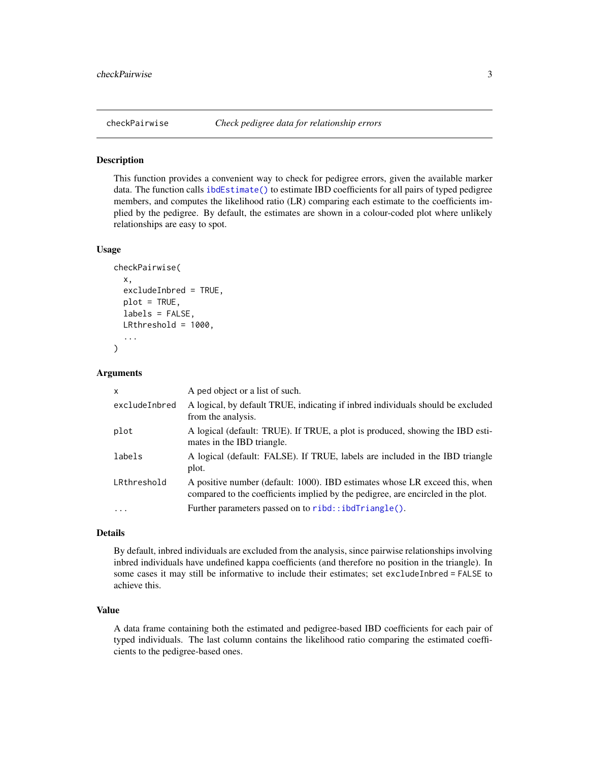## checkPairwise    *Check pedigree data for relationship errors*

### Description

This function provides a convenient way to check for pedigree errors, given the available marker data. The function calls `ibdEstimate()` to estimate IBD coefficients for all pairs of typed pedigree members, and computes the likelihood ratio (LR) comparing each estimate to the coefficients implied by the pedigree. By default, the estimates are shown in a colour-coded plot where unlikely relationships are easy to spot.

### Usage

```
checkPairwise(
  x,
  excludeInbred = TRUE,
  plot = TRUE,
  labels = FALSE,
  LRthreshold = 1000,
  ...
)
```

### Arguments

| | |
|---|---|
| `x` | A ped object or a list of such. |
| `excludeInbred` | A logical, by default TRUE, indicating if inbred individuals should be excluded from the analysis. |
| `plot` | A logical (default: TRUE). If TRUE, a plot is produced, showing the IBD estimates in the IBD triangle. |
| `labels` | A logical (default: FALSE). If TRUE, labels are included in the IBD triangle plot. |
| `LRthreshold` | A positive number (default: 1000). IBD estimates whose LR exceed this, when compared to the coefficients implied by the pedigree, are encircled in the plot. |
| `...` | Further parameters passed on to `ribd::ibdTriangle()`. |

### Details

By default, inbred individuals are excluded from the analysis, since pairwise relationships involving inbred individuals have undefined kappa coefficients (and therefore no position in the triangle). In some cases it may still be informative to include their estimates; set `excludeInbred = FALSE` to achieve this.

### Value

A data frame containing both the estimated and pedigree-based IBD coefficients for each pair of typed individuals. The last column contains the likelihood ratio comparing the estimated coefficients to the pedigree-based ones.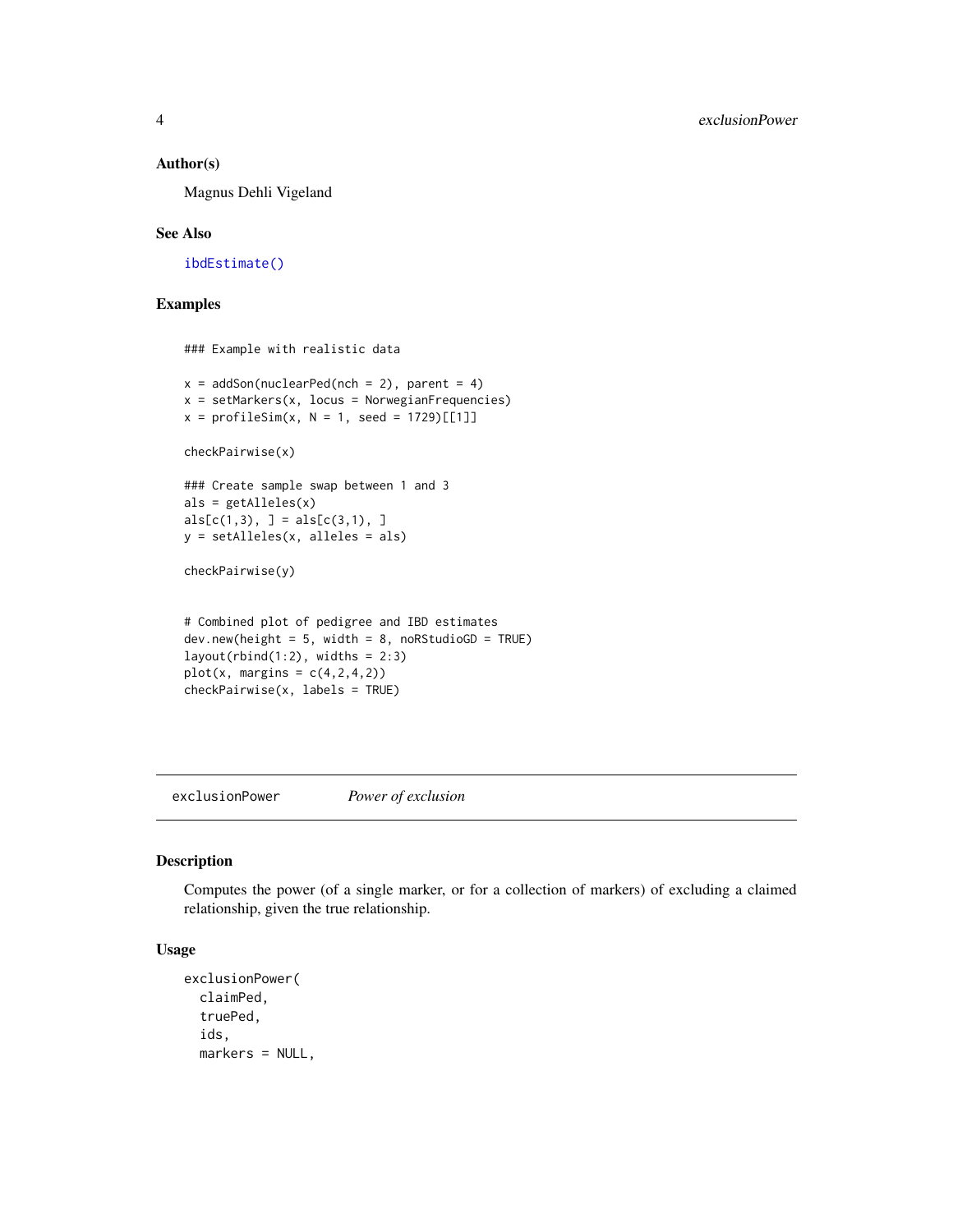### Author(s)

Magnus Dehli Vigeland

### See Also

ibdEstimate()

### Examples

```
### Example with realistic data

x = addSon(nuclearPed(nch = 2), parent = 4)
x = setMarkers(x, locus = NorwegianFrequencies)
x = profileSim(x, N = 1, seed = 1729)[[1]]

checkPairwise(x)

### Create sample swap between 1 and 3
als = getAlleles(x)
als[c(1,3), ] = als[c(3,1), ]
y = setAlleles(x, alleles = als)

checkPairwise(y)


# Combined plot of pedigree and IBD estimates
dev.new(height = 5, width = 8, noRStudioGD = TRUE)
layout(rbind(1:2), widths = 2:3)
plot(x, margins = c(4,2,4,2))
checkPairwise(x, labels = TRUE)
```

## exclusionPower — *Power of exclusion*

### Description

Computes the power (of a single marker, or for a collection of markers) of excluding a claimed relationship, given the true relationship.

### Usage

```
exclusionPower(
  claimPed,
  truePed,
  ids,
  markers = NULL,
```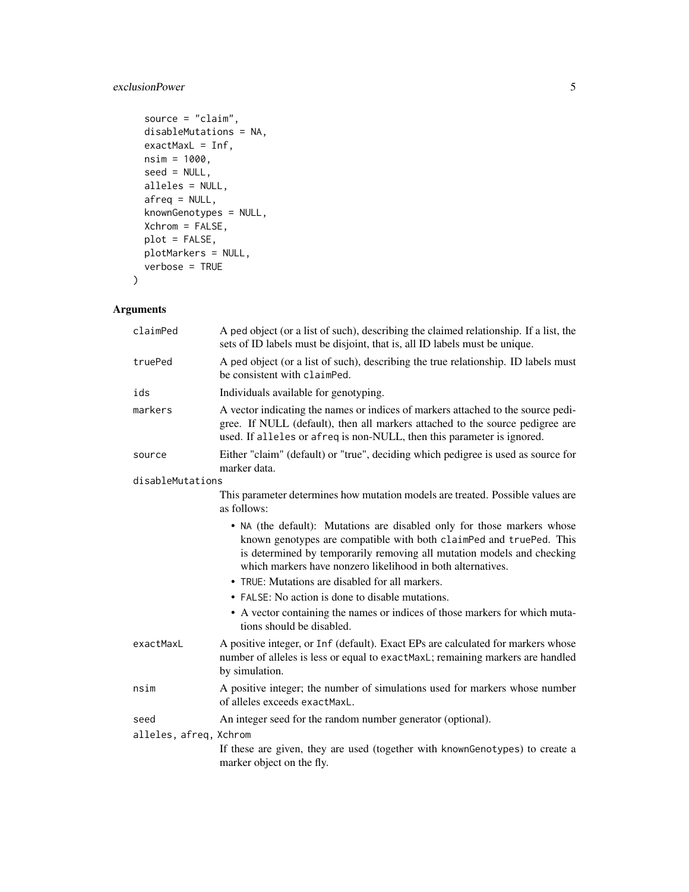```
  source = "claim",
  disableMutations = NA,
  exactMaxL = Inf,
  nsim = 1000,
  seed = NULL,
  alleles = NULL,
  afreq = NULL,
  knownGenotypes = NULL,
  Xchrom = FALSE,
  plot = FALSE,
  plotMarkers = NULL,
  verbose = TRUE
)
```

## Arguments

| | |
|---|---|
| `claimPed` | A ped object (or a list of such), describing the claimed relationship. If a list, the sets of ID labels must be disjoint, that is, all ID labels must be unique. |
| `truePed` | A ped object (or a list of such), describing the true relationship. ID labels must be consistent with `claimPed`. |
| `ids` | Individuals available for genotyping. |
| `markers` | A vector indicating the names or indices of markers attached to the source pedigree. If NULL (default), then all markers attached to the source pedigree are used. If `alleles` or `afreq` is non-NULL, then this parameter is ignored. |
| `source` | Either "claim" (default) or "true", deciding which pedigree is used as source for marker data. |
| `disableMutations` | This parameter determines how mutation models are treated. Possible values are as follows:<br>• `NA` (the default): Mutations are disabled only for those markers whose known genotypes are compatible with both `claimPed` and `truePed`. This is determined by temporarily removing all mutation models and checking which markers have nonzero likelihood in both alternatives.<br>• `TRUE`: Mutations are disabled for all markers.<br>• `FALSE`: No action is done to disable mutations.<br>• A vector containing the names or indices of those markers for which mutations should be disabled. |
| `exactMaxL` | A positive integer, or `Inf` (default). Exact EPs are calculated for markers whose number of alleles is less or equal to `exactMaxL`; remaining markers are handled by simulation. |
| `nsim` | A positive integer; the number of simulations used for markers whose number of alleles exceeds `exactMaxL`. |
| `seed` | An integer seed for the random number generator (optional). |
| `alleles, afreq, Xchrom` | If these are given, they are used (together with `knownGenotypes`) to create a marker object on the fly. |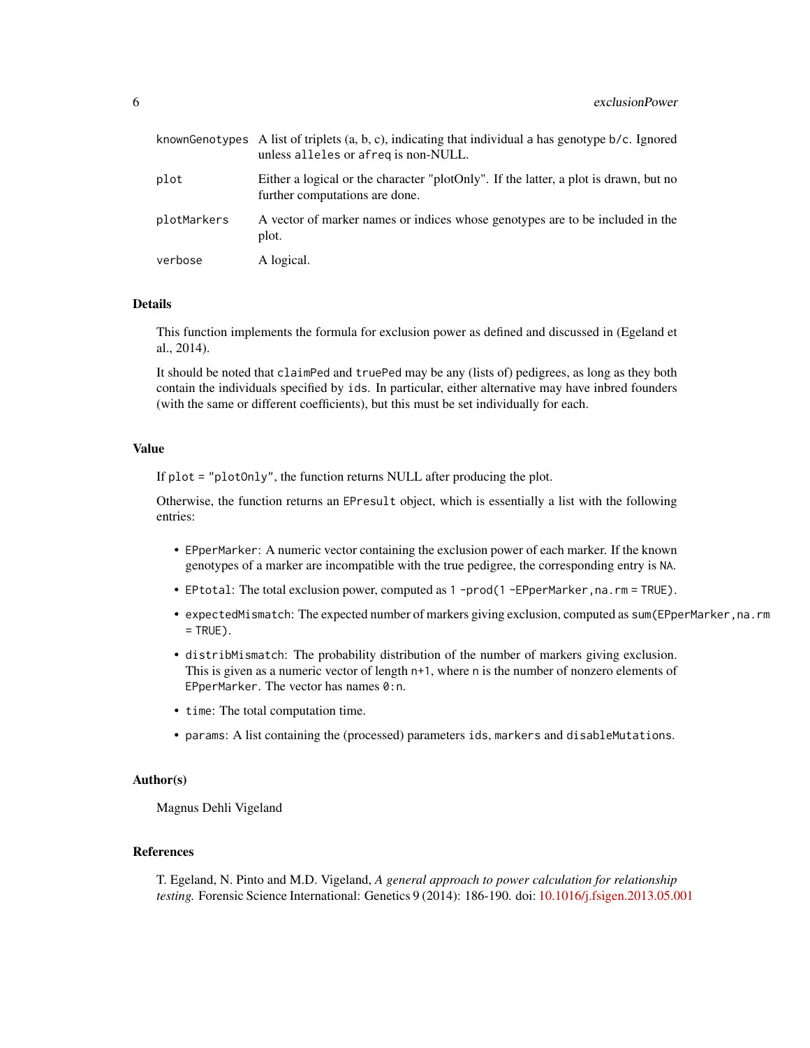| | |
|---|---|
| knownGenotypes | A list of triplets (a, b, c), indicating that individual a has genotype b/c. Ignored unless alleles or afreq is non-NULL. |
| plot | Either a logical or the character "plotOnly". If the latter, a plot is drawn, but no further computations are done. |
| plotMarkers | A vector of marker names or indices whose genotypes are to be included in the plot. |
| verbose | A logical. |

## Details

This function implements the formula for exclusion power as defined and discussed in (Egeland et al., 2014).

It should be noted that claimPed and truePed may be any (lists of) pedigrees, as long as they both contain the individuals specified by ids. In particular, either alternative may have inbred founders (with the same or different coefficients), but this must be set individually for each.

## Value

If plot = "plotOnly", the function returns NULL after producing the plot.

Otherwise, the function returns an EPresult object, which is essentially a list with the following entries:

- EPperMarker: A numeric vector containing the exclusion power of each marker. If the known genotypes of a marker are incompatible with the true pedigree, the corresponding entry is NA.
- EPtotal: The total exclusion power, computed as 1 -prod(1 -EPperMarker,na.rm = TRUE).
- expectedMismatch: The expected number of markers giving exclusion, computed as sum(EPperMarker,na.rm = TRUE).
- distribMismatch: The probability distribution of the number of markers giving exclusion. This is given as a numeric vector of length n+1, where n is the number of nonzero elements of EPperMarker. The vector has names 0:n.
- time: The total computation time.
- params: A list containing the (processed) parameters ids, markers and disableMutations.

## Author(s)

Magnus Dehli Vigeland

## References

T. Egeland, N. Pinto and M.D. Vigeland, *A general approach to power calculation for relationship testing.* Forensic Science International: Genetics 9 (2014): 186-190. doi: 10.1016/j.fsigen.2013.05.001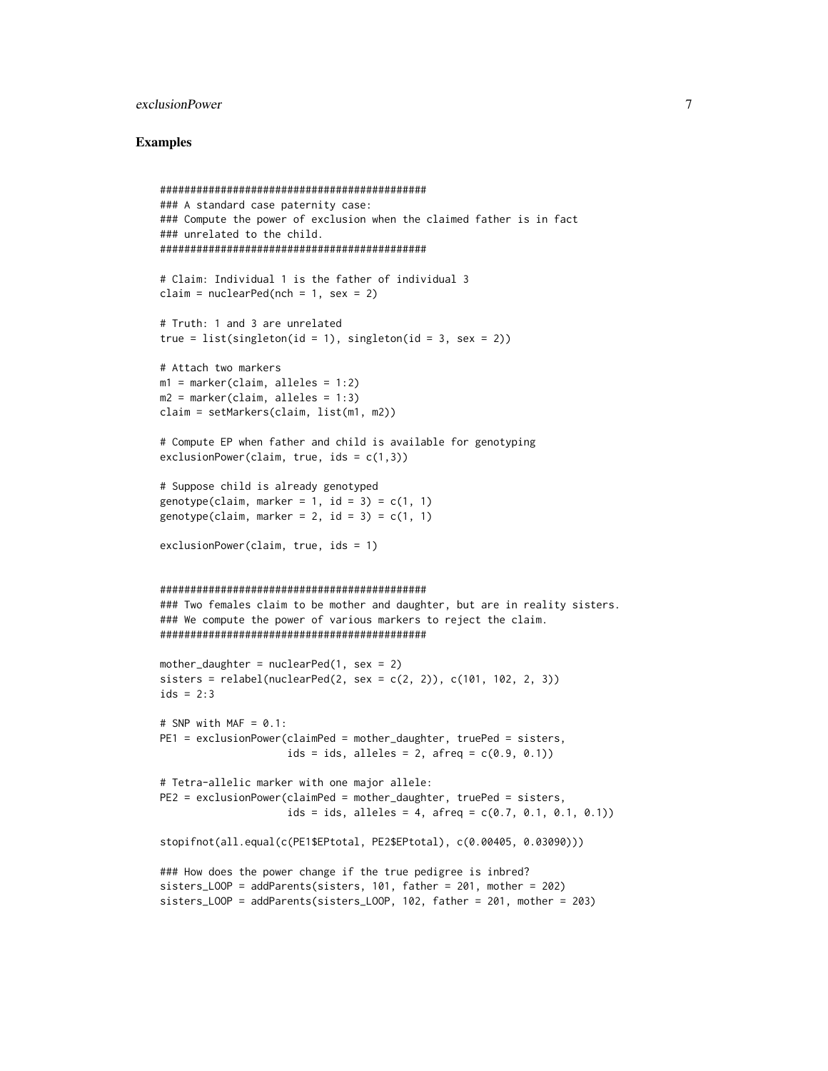## Examples

```
############################################
### A standard case paternity case:
### Compute the power of exclusion when the claimed father is in fact
### unrelated to the child.
############################################

# Claim: Individual 1 is the father of individual 3
claim = nuclearPed(nch = 1, sex = 2)

# Truth: 1 and 3 are unrelated
true = list(singleton(id = 1), singleton(id = 3, sex = 2))

# Attach two markers
m1 = marker(claim, alleles = 1:2)
m2 = marker(claim, alleles = 1:3)
claim = setMarkers(claim, list(m1, m2))

# Compute EP when father and child is available for genotyping
exclusionPower(claim, true, ids = c(1,3))

# Suppose child is already genotyped
genotype(claim, marker = 1, id = 3) = c(1, 1)
genotype(claim, marker = 2, id = 3) = c(1, 1)

exclusionPower(claim, true, ids = 1)


############################################
### Two females claim to be mother and daughter, but are in reality sisters.
### We compute the power of various markers to reject the claim.
############################################

mother_daughter = nuclearPed(1, sex = 2)
sisters = relabel(nuclearPed(2, sex = c(2, 2)), c(101, 102, 2, 3))
ids = 2:3

# SNP with MAF = 0.1:
PE1 = exclusionPower(claimPed = mother_daughter, truePed = sisters,
                     ids = ids, alleles = 2, afreq = c(0.9, 0.1))

# Tetra-allelic marker with one major allele:
PE2 = exclusionPower(claimPed = mother_daughter, truePed = sisters,
                     ids = ids, alleles = 4, afreq = c(0.7, 0.1, 0.1, 0.1))

stopifnot(all.equal(c(PE1$EPtotal, PE2$EPtotal), c(0.00405, 0.03090)))

### How does the power change if the true pedigree is inbred?
sisters_LOOP = addParents(sisters, 101, father = 201, mother = 202)
sisters_LOOP = addParents(sisters_LOOP, 102, father = 201, mother = 203)
```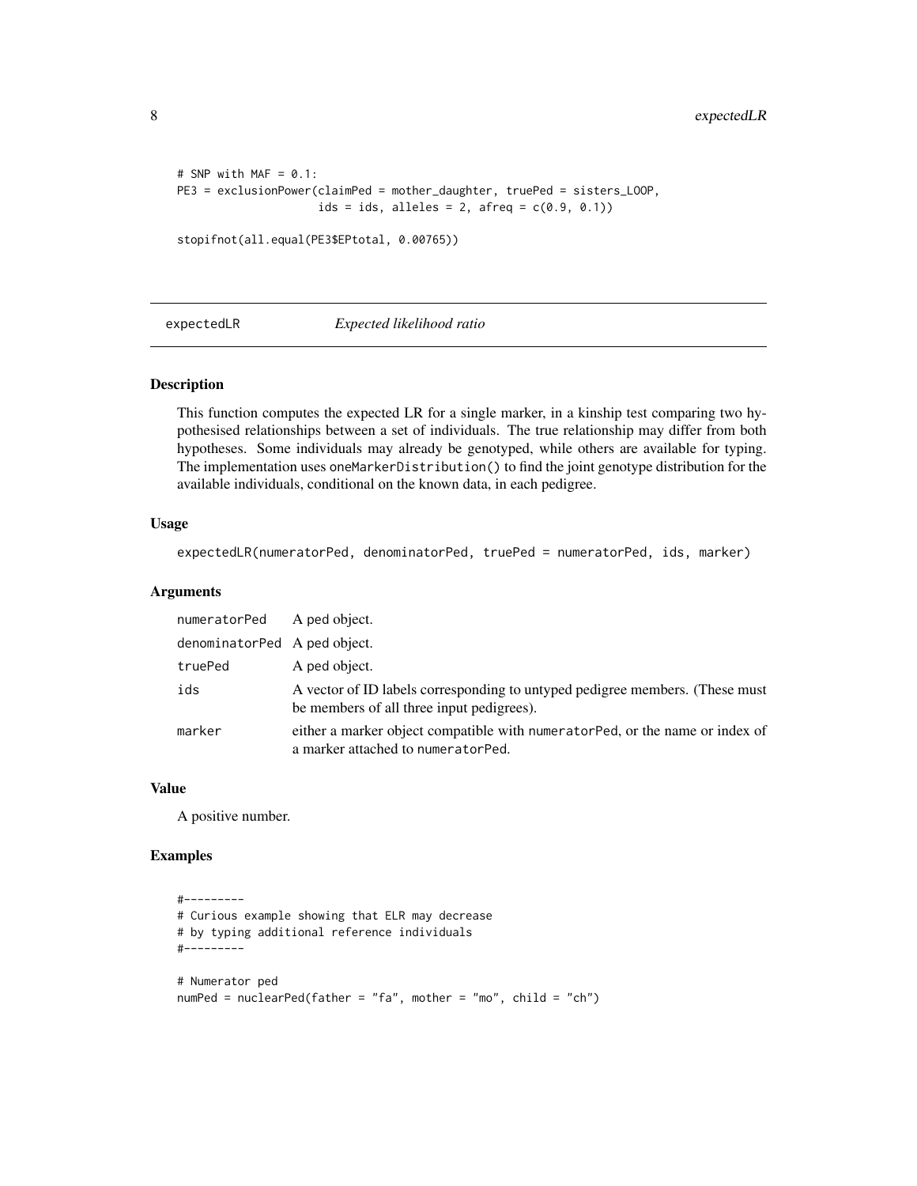```
# SNP with MAF = 0.1:
PE3 = exclusionPower(claimPed = mother_daughter, truePed = sisters_LOOP,
                     ids = ids, alleles = 2, afreq = c(0.9, 0.1))

stopifnot(all.equal(PE3$EPtotal, 0.00765))
```

## expectedLR — *Expected likelihood ratio*

### Description

This function computes the expected LR for a single marker, in a kinship test comparing two hypothesised relationships between a set of individuals. The true relationship may differ from both hypotheses. Some individuals may already be genotyped, while others are available for typing. The implementation uses `oneMarkerDistribution()` to find the joint genotype distribution for the available individuals, conditional on the known data, in each pedigree.

### Usage

```
expectedLR(numeratorPed, denominatorPed, truePed = numeratorPed, ids, marker)
```

### Arguments

| Argument | Description |
|---|---|
| `numeratorPed` | A ped object. |
| `denominatorPed` | A ped object. |
| `truePed` | A ped object. |
| `ids` | A vector of ID labels corresponding to untyped pedigree members. (These must be members of all three input pedigrees). |
| `marker` | either a marker object compatible with `numeratorPed`, or the name or index of a marker attached to `numeratorPed`. |

### Value

A positive number.

### Examples

```
#---------
# Curious example showing that ELR may decrease
# by typing additional reference individuals
#---------

# Numerator ped
numPed = nuclearPed(father = "fa", mother = "mo", child = "ch")
```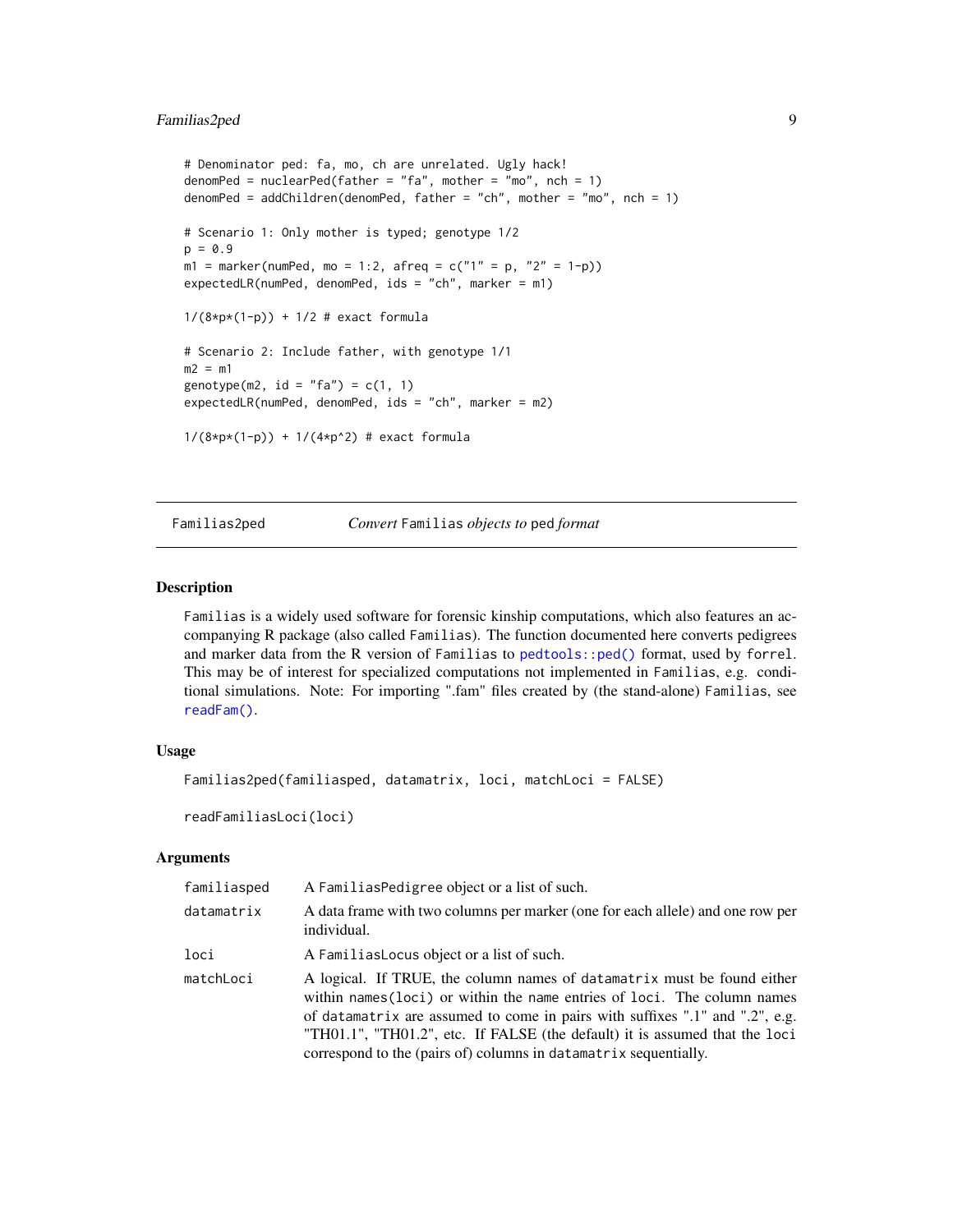```
# Denominator ped: fa, mo, ch are unrelated. Ugly hack!
denomPed = nuclearPed(father = "fa", mother = "mo", nch = 1)
denomPed = addChildren(denomPed, father = "ch", mother = "mo", nch = 1)

# Scenario 1: Only mother is typed; genotype 1/2
p = 0.9
m1 = marker(numPed, mo = 1:2, afreq = c("1" = p, "2" = 1-p))
expectedLR(numPed, denomPed, ids = "ch", marker = m1)

1/(8*p*(1-p)) + 1/2 # exact formula

# Scenario 2: Include father, with genotype 1/1
m2 = m1
genotype(m2, id = "fa") = c(1, 1)
expectedLR(numPed, denomPed, ids = "ch", marker = m2)

1/(8*p*(1-p)) + 1/(4*p^2) # exact formula
```

## Familias2ped — *Convert* Familias *objects to* ped *format*

### Description

Familias is a widely used software for forensic kinship computations, which also features an accompanying R package (also called Familias). The function documented here converts pedigrees and marker data from the R version of Familias to pedtools::ped() format, used by forrel. This may be of interest for specialized computations not implemented in Familias, e.g. conditional simulations. Note: For importing ".fam" files created by (the stand-alone) Familias, see readFam().

### Usage

```
Familias2ped(familiasped, datamatrix, loci, matchLoci = FALSE)

readFamiliasLoci(loci)
```

### Arguments

| | |
|---|---|
| familiasped | A FamiliasPedigree object or a list of such. |
| datamatrix | A data frame with two columns per marker (one for each allele) and one row per individual. |
| loci | A FamiliasLocus object or a list of such. |
| matchLoci | A logical. If TRUE, the column names of datamatrix must be found either within names(loci) or within the name entries of loci. The column names of datamatrix are assumed to come in pairs with suffixes ".1" and ".2", e.g. "TH01.1", "TH01.2", etc. If FALSE (the default) it is assumed that the loci correspond to the (pairs of) columns in datamatrix sequentially. |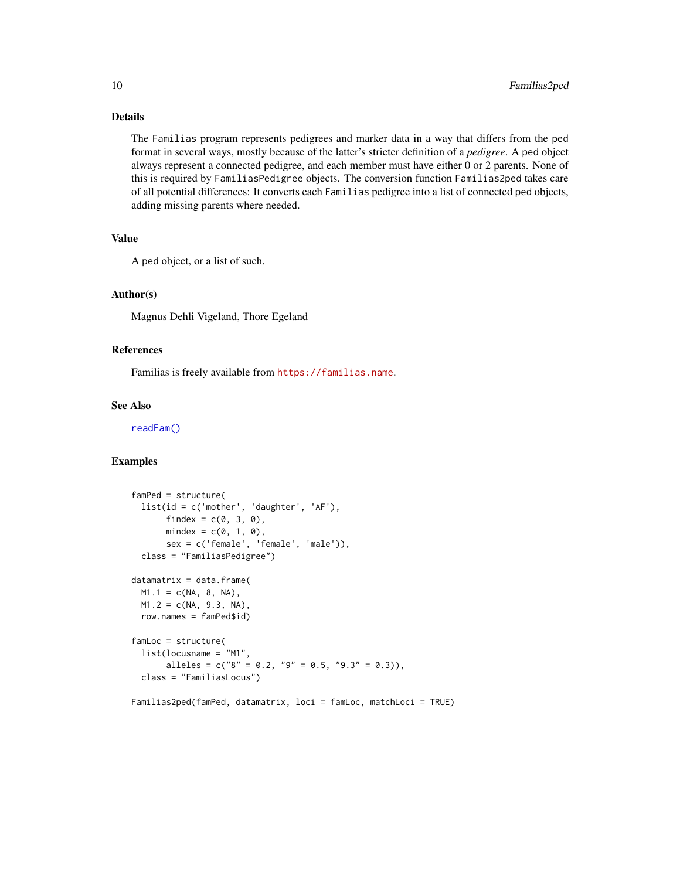## Details

The `Familias` program represents pedigrees and marker data in a way that differs from the `ped` format in several ways, mostly because of the latter's stricter definition of a *pedigree*. A `ped` object always represent a connected pedigree, and each member must have either 0 or 2 parents. None of this is required by `FamiliasPedigree` objects. The conversion function `Familias2ped` takes care of all potential differences: It converts each `Familias` pedigree into a list of connected `ped` objects, adding missing parents where needed.

## Value

A `ped` object, or a list of such.

## Author(s)

Magnus Dehli Vigeland, Thore Egeland

## References

Familias is freely available from https://familias.name.

## See Also

`readFam()`

## Examples

```
famPed = structure(
  list(id = c('mother', 'daughter', 'AF'),
       findex = c(0, 3, 0),
       mindex = c(0, 1, 0),
       sex = c('female', 'female', 'male')),
  class = "FamiliasPedigree")

datamatrix = data.frame(
  M1.1 = c(NA, 8, NA),
  M1.2 = c(NA, 9.3, NA),
  row.names = famPed$id)

famLoc = structure(
  list(locusname = "M1",
       alleles = c("8" = 0.2, "9" = 0.5, "9.3" = 0.3)),
  class = "FamiliasLocus")

Familias2ped(famPed, datamatrix, loci = famLoc, matchLoci = TRUE)
```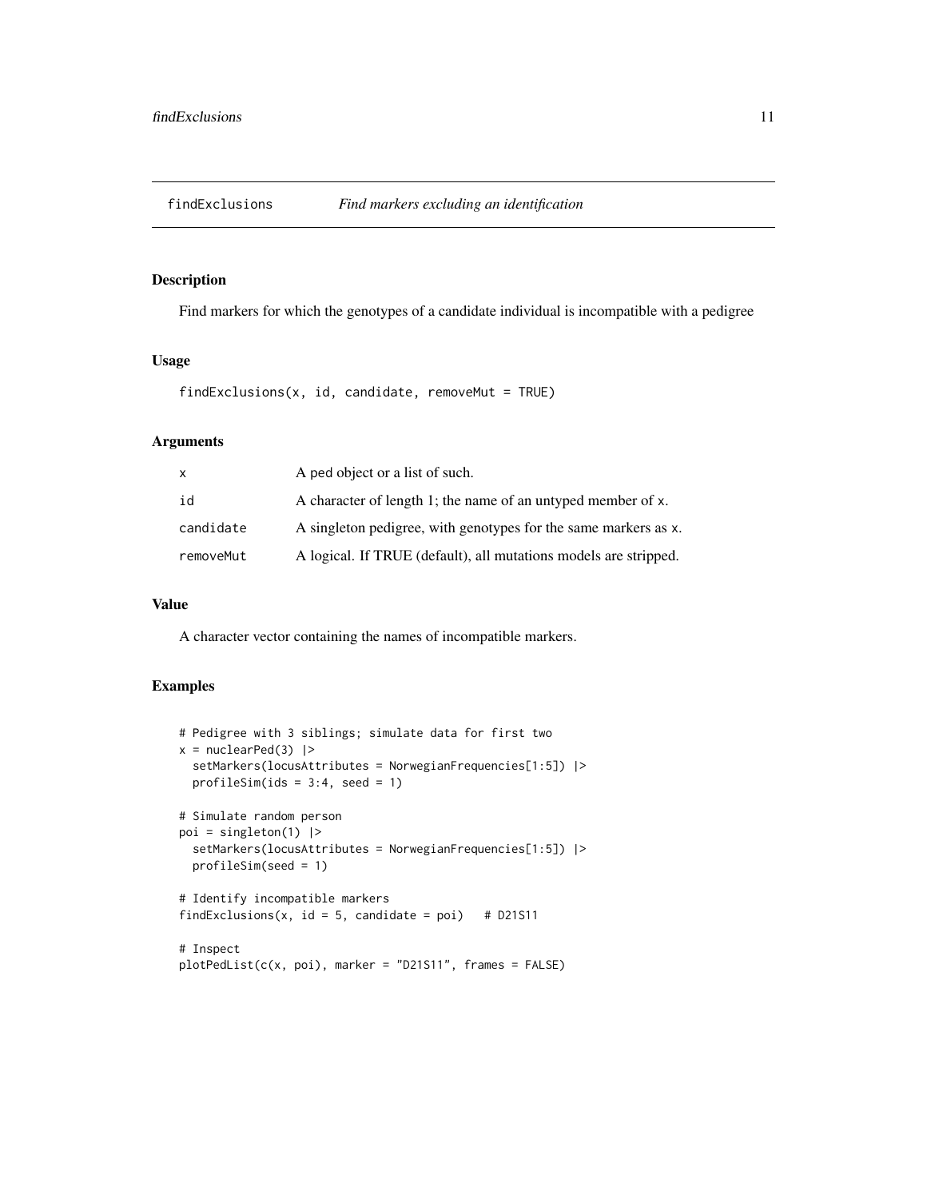## findExclusions *Find markers excluding an identification*

### Description

Find markers for which the genotypes of a candidate individual is incompatible with a pedigree

### Usage

```
findExclusions(x, id, candidate, removeMut = TRUE)
```

### Arguments

| | |
|---|---|
| x | A ped object or a list of such. |
| id | A character of length 1; the name of an untyped member of x. |
| candidate | A singleton pedigree, with genotypes for the same markers as x. |
| removeMut | A logical. If TRUE (default), all mutations models are stripped. |

### Value

A character vector containing the names of incompatible markers.

### Examples

```
# Pedigree with 3 siblings; simulate data for first two
x = nuclearPed(3) |>
  setMarkers(locusAttributes = NorwegianFrequencies[1:5]) |>
  profileSim(ids = 3:4, seed = 1)

# Simulate random person
poi = singleton(1) |>
  setMarkers(locusAttributes = NorwegianFrequencies[1:5]) |>
  profileSim(seed = 1)

# Identify incompatible markers
findExclusions(x, id = 5, candidate = poi)   # D21S11

# Inspect
plotPedList(c(x, poi), marker = "D21S11", frames = FALSE)
```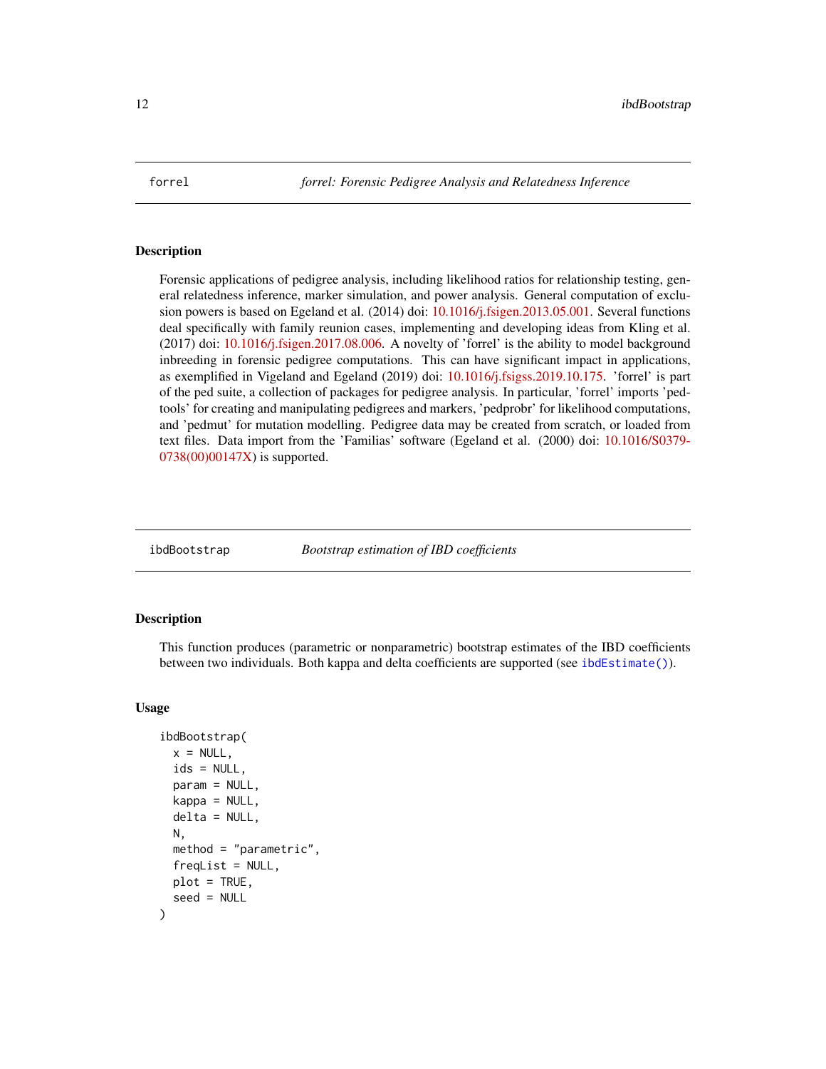## forrel — *forrel: Forensic Pedigree Analysis and Relatedness Inference*

### Description

Forensic applications of pedigree analysis, including likelihood ratios for relationship testing, general relatedness inference, marker simulation, and power analysis. General computation of exclusion powers is based on Egeland et al. (2014) doi: 10.1016/j.fsigen.2013.05.001. Several functions deal specifically with family reunion cases, implementing and developing ideas from Kling et al. (2017) doi: 10.1016/j.fsigen.2017.08.006. A novelty of 'forrel' is the ability to model background inbreeding in forensic pedigree computations. This can have significant impact in applications, as exemplified in Vigeland and Egeland (2019) doi: 10.1016/j.fsigss.2019.10.175. 'forrel' is part of the ped suite, a collection of packages for pedigree analysis. In particular, 'forrel' imports 'pedtools' for creating and manipulating pedigrees and markers, 'pedprobr' for likelihood computations, and 'pedmut' for mutation modelling. Pedigree data may be created from scratch, or loaded from text files. Data import from the 'Familias' software (Egeland et al. (2000) doi: 10.1016/S0379-0738(00)00147X) is supported.

## ibdBootstrap — *Bootstrap estimation of IBD coefficients*

### Description

This function produces (parametric or nonparametric) bootstrap estimates of the IBD coefficients between two individuals. Both kappa and delta coefficients are supported (see `ibdEstimate()`).

### Usage

```
ibdBootstrap(
  x = NULL,
  ids = NULL,
  param = NULL,
  kappa = NULL,
  delta = NULL,
  N,
  method = "parametric",
  freqList = NULL,
  plot = TRUE,
  seed = NULL
)
```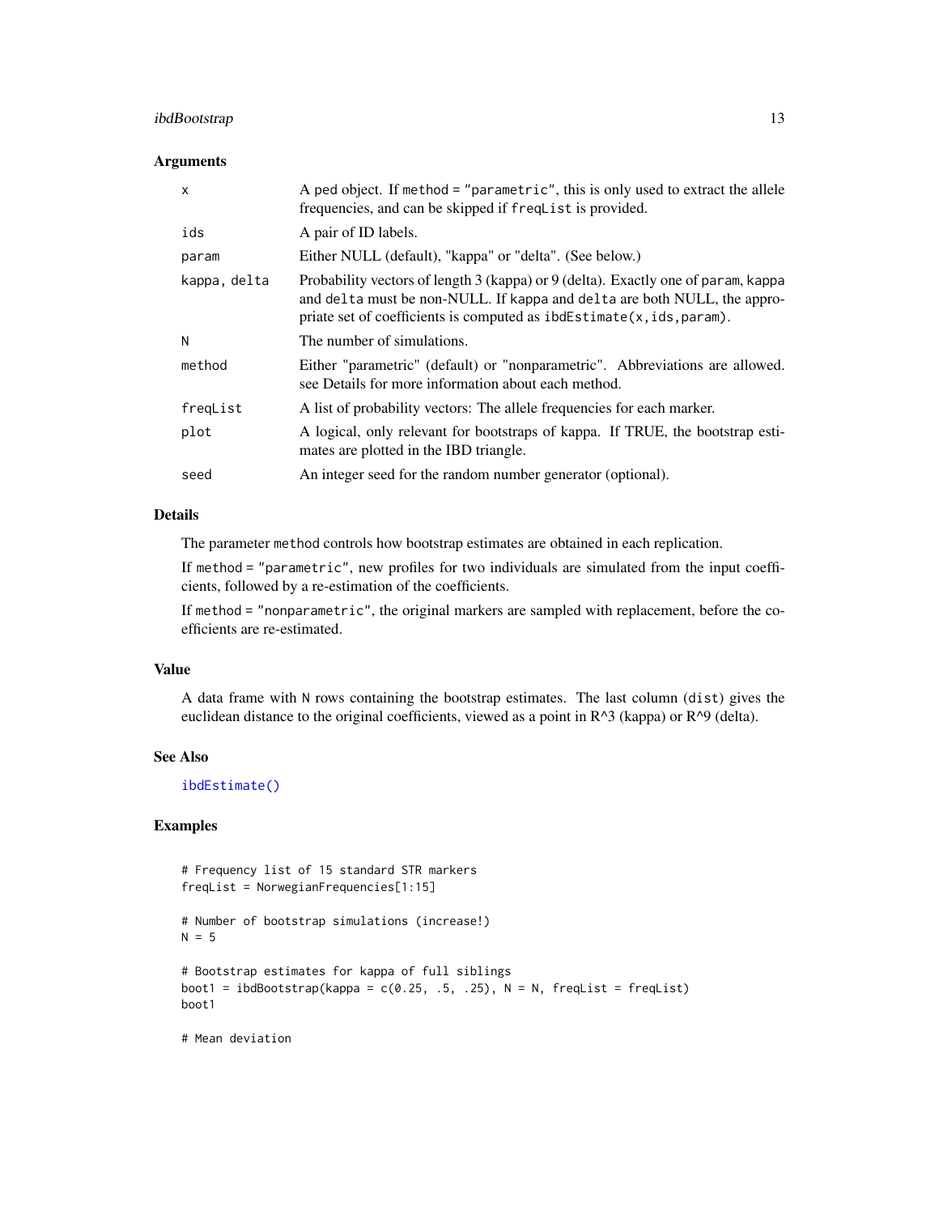### Arguments

| | |
|---|---|
| x | A ped object. If method = "parametric", this is only used to extract the allele frequencies, and can be skipped if freqList is provided. |
| ids | A pair of ID labels. |
| param | Either NULL (default), "kappa" or "delta". (See below.) |
| kappa, delta | Probability vectors of length 3 (kappa) or 9 (delta). Exactly one of param, kappa and delta must be non-NULL. If kappa and delta are both NULL, the appropriate set of coefficients is computed as ibdEstimate(x,ids,param). |
| N | The number of simulations. |
| method | Either "parametric" (default) or "nonparametric". Abbreviations are allowed. see Details for more information about each method. |
| freqList | A list of probability vectors: The allele frequencies for each marker. |
| plot | A logical, only relevant for bootstraps of kappa. If TRUE, the bootstrap estimates are plotted in the IBD triangle. |
| seed | An integer seed for the random number generator (optional). |

### Details

The parameter method controls how bootstrap estimates are obtained in each replication.

If method = "parametric", new profiles for two individuals are simulated from the input coefficients, followed by a re-estimation of the coefficients.

If method = "nonparametric", the original markers are sampled with replacement, before the coefficients are re-estimated.

### Value

A data frame with N rows containing the bootstrap estimates. The last column (dist) gives the euclidean distance to the original coefficients, viewed as a point in $R^3$ (kappa) or $R^9$ (delta).

### See Also

ibdEstimate()

### Examples

```
# Frequency list of 15 standard STR markers
freqList = NorwegianFrequencies[1:15]

# Number of bootstrap simulations (increase!)
N = 5

# Bootstrap estimates for kappa of full siblings
boot1 = ibdBootstrap(kappa = c(0.25, .5, .25), N = N, freqList = freqList)
boot1

# Mean deviation
```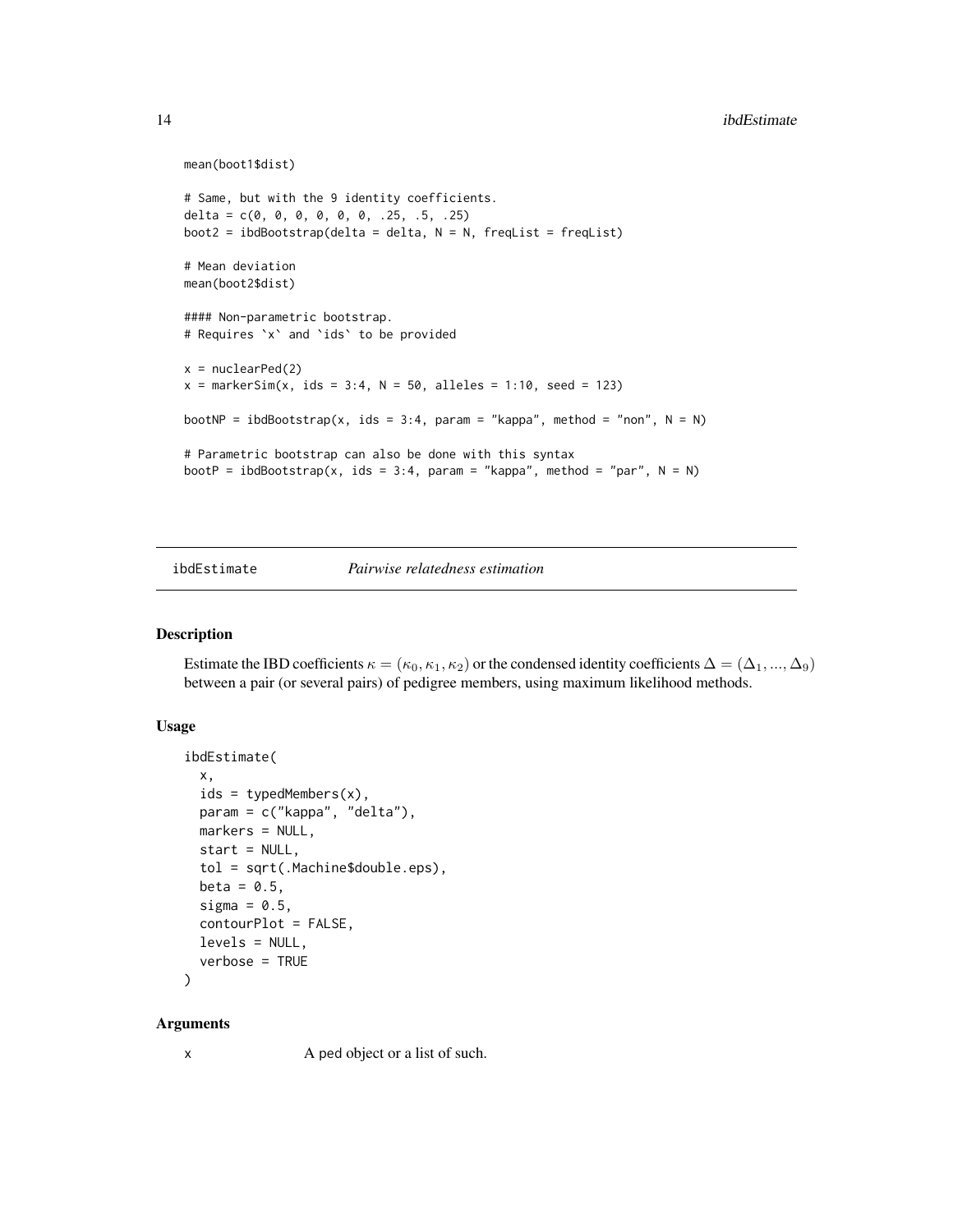```
mean(boot1$dist)

# Same, but with the 9 identity coefficients.
delta = c(0, 0, 0, 0, 0, 0, .25, .5, .25)
boot2 = ibdBootstrap(delta = delta, N = N, freqList = freqList)

# Mean deviation
mean(boot2$dist)

#### Non-parametric bootstrap.
# Requires `x` and `ids` to be provided

x = nuclearPed(2)
x = markerSim(x, ids = 3:4, N = 50, alleles = 1:10, seed = 123)

bootNP = ibdBootstrap(x, ids = 3:4, param = "kappa", method = "non", N = N)

# Parametric bootstrap can also be done with this syntax
bootP = ibdBootstrap(x, ids = 3:4, param = "kappa", method = "par", N = N)
```

---

## ibdEstimate *Pairwise relatedness estimation*

---

### Description

Estimate the IBD coefficients $\kappa = (\kappa_0, \kappa_1, \kappa_2)$ or the condensed identity coefficients $\Delta = (\Delta_1, ..., \Delta_9)$ between a pair (or several pairs) of pedigree members, using maximum likelihood methods.

### Usage

```
ibdEstimate(
  x,
  ids = typedMembers(x),
  param = c("kappa", "delta"),
  markers = NULL,
  start = NULL,
  tol = sqrt(.Machine$double.eps),
  beta = 0.5,
  sigma = 0.5,
  contourPlot = FALSE,
  levels = NULL,
  verbose = TRUE
)
```

### Arguments

x A ped object or a list of such.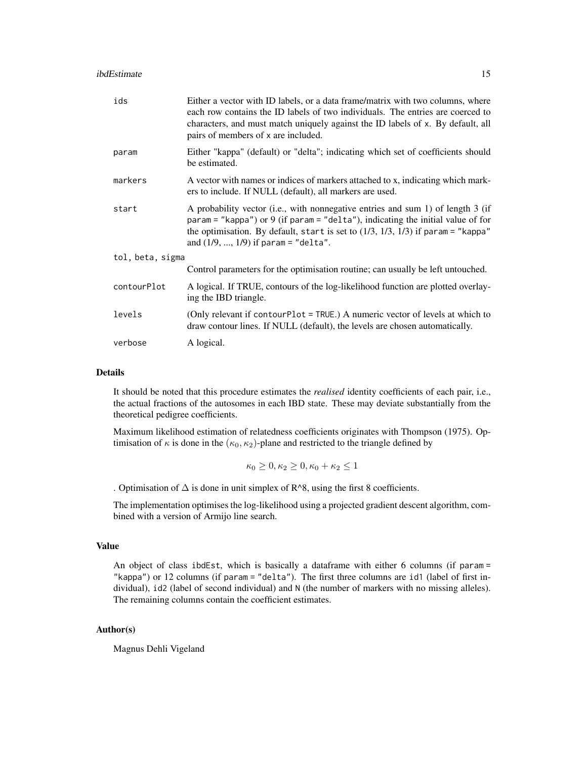| | |
|---|---|
| `ids` | Either a vector with ID labels, or a data frame/matrix with two columns, where each row contains the ID labels of two individuals. The entries are coerced to characters, and must match uniquely against the ID labels of `x`. By default, all pairs of members of `x` are included. |
| `param` | Either "kappa" (default) or "delta"; indicating which set of coefficients should be estimated. |
| `markers` | A vector with names or indices of markers attached to x, indicating which markers to include. If NULL (default), all markers are used. |
| `start` | A probability vector (i.e., with nonnegative entries and sum 1) of length 3 (if `param = "kappa"`) or 9 (if `param = "delta"`), indicating the initial value of for the optimisation. By default, `start` is set to (1/3, 1/3, 1/3) if `param = "kappa"` and (1/9, ..., 1/9) if `param = "delta"`. |
| `tol, beta, sigma` | Control parameters for the optimisation routine; can usually be left untouched. |
| `contourPlot` | A logical. If TRUE, contours of the log-likelihood function are plotted overlaying the IBD triangle. |
| `levels` | (Only relevant if `contourPlot = TRUE`.) A numeric vector of levels at which to draw contour lines. If NULL (default), the levels are chosen automatically. |
| `verbose` | A logical. |

## Details

It should be noted that this procedure estimates the *realised* identity coefficients of each pair, i.e., the actual fractions of the autosomes in each IBD state. These may deviate substantially from the theoretical pedigree coefficients.

Maximum likelihood estimation of relatedness coefficients originates with Thompson (1975). Optimisation of $\kappa$ is done in the $(\kappa_0, \kappa_2)$-plane and restricted to the triangle defined by

$$\kappa_0 \geq 0, \kappa_2 \geq 0, \kappa_0 + \kappa_2 \leq 1$$

. Optimisation of $\Delta$ is done in unit simplex of R^8, using the first 8 coefficients.

The implementation optimises the log-likelihood using a projected gradient descent algorithm, combined with a version of Armijo line search.

## Value

An object of class `ibdEst`, which is basically a dataframe with either 6 columns (if `param = "kappa"`) or 12 columns (if `param = "delta"`). The first three columns are `id1` (label of first individual), `id2` (label of second individual) and `N` (the number of markers with no missing alleles). The remaining columns contain the coefficient estimates.

## Author(s)

Magnus Dehli Vigeland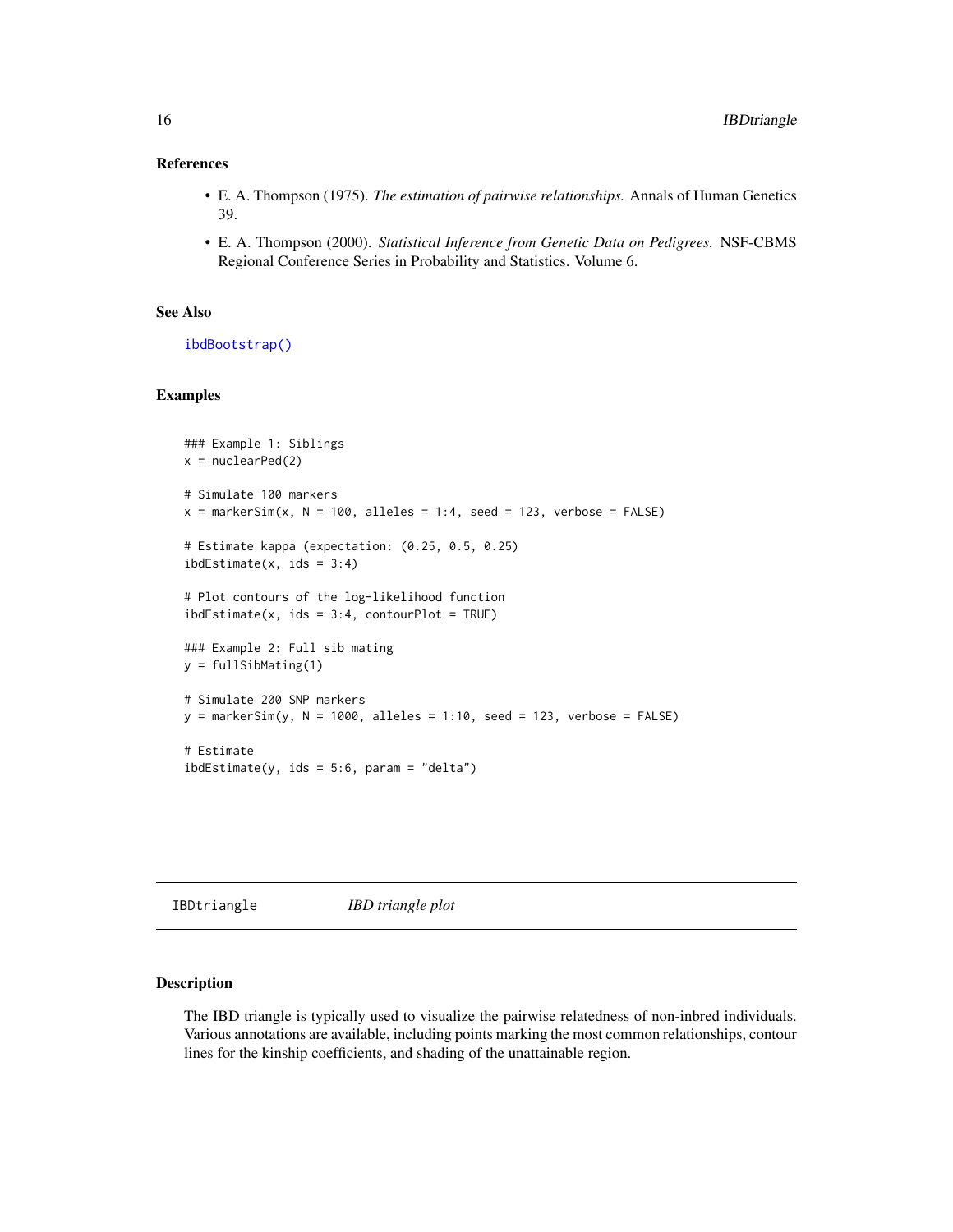### References

- E. A. Thompson (1975). *The estimation of pairwise relationships.* Annals of Human Genetics 39.
- E. A. Thompson (2000). *Statistical Inference from Genetic Data on Pedigrees.* NSF-CBMS Regional Conference Series in Probability and Statistics. Volume 6.

### See Also

`ibdBootstrap()`

### Examples

```
### Example 1: Siblings
x = nuclearPed(2)

# Simulate 100 markers
x = markerSim(x, N = 100, alleles = 1:4, seed = 123, verbose = FALSE)

# Estimate kappa (expectation: (0.25, 0.5, 0.25)
ibdEstimate(x, ids = 3:4)

# Plot contours of the log-likelihood function
ibdEstimate(x, ids = 3:4, contourPlot = TRUE)

### Example 2: Full sib mating
y = fullSibMating(1)

# Simulate 200 SNP markers
y = markerSim(y, N = 1000, alleles = 1:10, seed = 123, verbose = FALSE)

# Estimate
ibdEstimate(y, ids = 5:6, param = "delta")
```

---

## IBDtriangle — *IBD triangle plot*

### Description

The IBD triangle is typically used to visualize the pairwise relatedness of non-inbred individuals. Various annotations are available, including points marking the most common relationships, contour lines for the kinship coefficients, and shading of the unattainable region.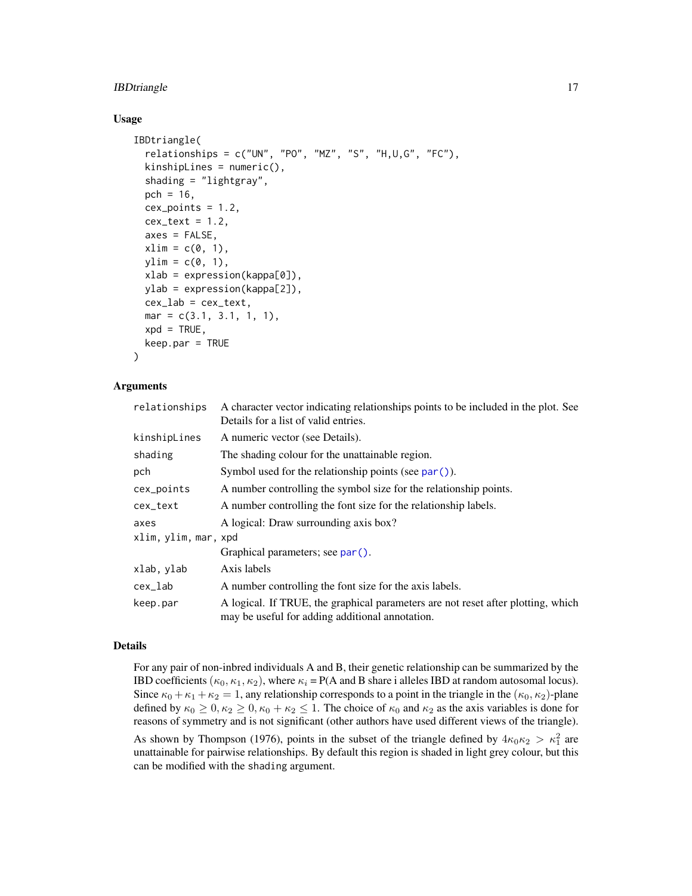## Usage

```
IBDtriangle(
  relationships = c("UN", "PO", "MZ", "S", "H,U,G", "FC"),
  kinshipLines = numeric(),
  shading = "lightgray",
  pch = 16,
  cex_points = 1.2,
  cex_text = 1.2,
  axes = FALSE,
  xlim = c(0, 1),
  ylim = c(0, 1),
  xlab = expression(kappa[0]),
  ylab = expression(kappa[2]),
  cex_lab = cex_text,
  mar = c(3.1, 3.1, 1, 1),
  xpd = TRUE,
  keep.par = TRUE
)
```

## Arguments

| | |
|---|---|
| `relationships` | A character vector indicating relationships points to be included in the plot. See Details for a list of valid entries. |
| `kinshipLines` | A numeric vector (see Details). |
| `shading` | The shading colour for the unattainable region. |
| `pch` | Symbol used for the relationship points (see `par()`). |
| `cex_points` | A number controlling the symbol size for the relationship points. |
| `cex_text` | A number controlling the font size for the relationship labels. |
| `axes` | A logical: Draw surrounding axis box? |
| `xlim, ylim, mar, xpd` | Graphical parameters; see `par()`. |
| `xlab, ylab` | Axis labels |
| `cex_lab` | A number controlling the font size for the axis labels. |
| `keep.par` | A logical. If TRUE, the graphical parameters are not reset after plotting, which may be useful for adding additional annotation. |

## Details

For any pair of non-inbred individuals A and B, their genetic relationship can be summarized by the IBD coefficients $(\kappa_0, \kappa_1, \kappa_2)$, where $\kappa_i$ = P(A and B share i alleles IBD at random autosomal locus). Since $\kappa_0 + \kappa_1 + \kappa_2 = 1$, any relationship corresponds to a point in the triangle in the $(\kappa_0, \kappa_2)$-plane defined by $\kappa_0 \geq 0, \kappa_2 \geq 0, \kappa_0 + \kappa_2 \leq 1$. The choice of $\kappa_0$ and $\kappa_2$ as the axis variables is done for reasons of symmetry and is not significant (other authors have used different views of the triangle).

As shown by Thompson (1976), points in the subset of the triangle defined by $4\kappa_0\kappa_2 > \kappa_1^2$ are unattainable for pairwise relationships. By default this region is shaded in light grey colour, but this can be modified with the `shading` argument.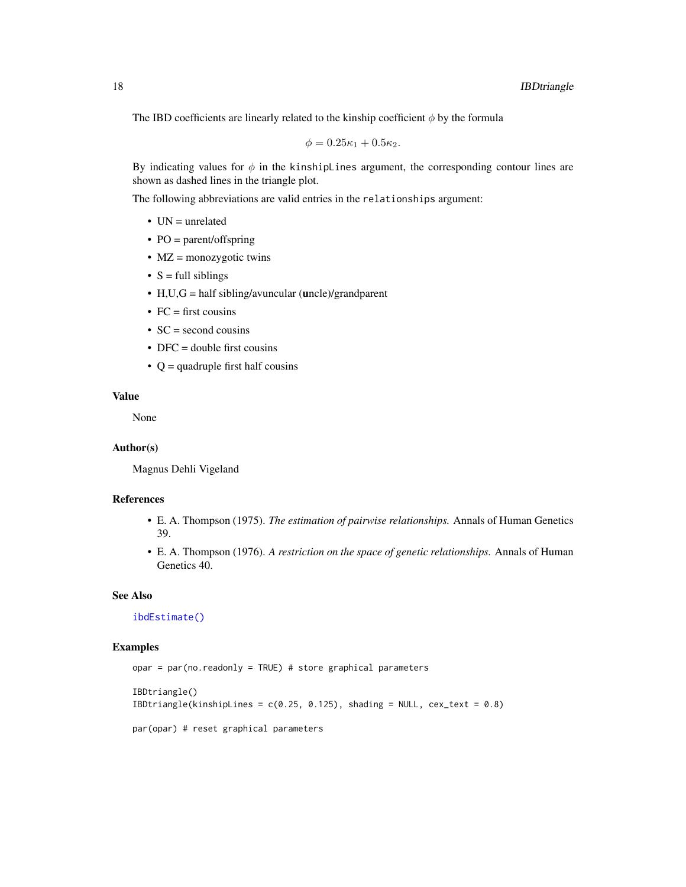The IBD coefficients are linearly related to the kinship coefficient $\phi$ by the formula

$$\phi = 0.25\kappa_1 + 0.5\kappa_2.$$

By indicating values for $\phi$ in the `kinshipLines` argument, the corresponding contour lines are shown as dashed lines in the triangle plot.

The following abbreviations are valid entries in the `relationships` argument:

- UN = unrelated
- PO = parent/offspring
- MZ = monozygotic twins
- S = full siblings
- H,U,G = half sibling/avuncular (**u**ncle)/grandparent
- FC = first cousins
- SC = second cousins
- DFC = double first cousins
- Q = quadruple first half cousins

### Value

None

### Author(s)

Magnus Dehli Vigeland

### References

- E. A. Thompson (1975). *The estimation of pairwise relationships.* Annals of Human Genetics 39.
- E. A. Thompson (1976). *A restriction on the space of genetic relationships.* Annals of Human Genetics 40.

### See Also

`ibdEstimate()`

### Examples

```
opar = par(no.readonly = TRUE) # store graphical parameters

IBDtriangle()
IBDtriangle(kinshipLines = c(0.25, 0.125), shading = NULL, cex_text = 0.8)

par(opar) # reset graphical parameters
```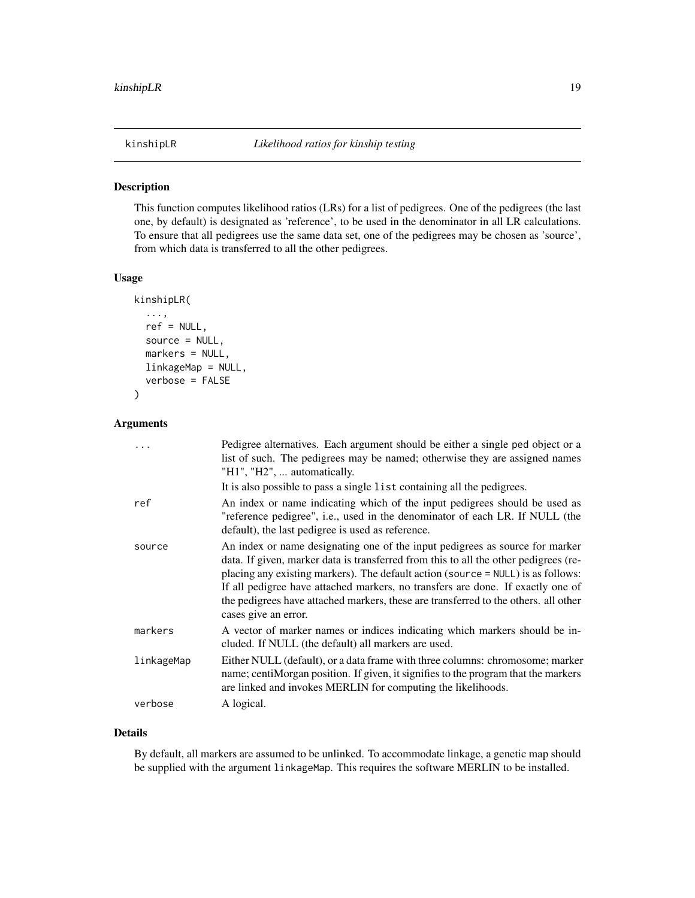## kinshipLR *Likelihood ratios for kinship testing*

### Description

This function computes likelihood ratios (LRs) for a list of pedigrees. One of the pedigrees (the last one, by default) is designated as 'reference', to be used in the denominator in all LR calculations. To ensure that all pedigrees use the same data set, one of the pedigrees may be chosen as 'source', from which data is transferred to all the other pedigrees.

### Usage

```
kinshipLR(
  ...,
  ref = NULL,
  source = NULL,
  markers = NULL,
  linkageMap = NULL,
  verbose = FALSE
)
```

### Arguments

| | |
|---|---|
| `...` | Pedigree alternatives. Each argument should be either a single `ped` object or a list of such. The pedigrees may be named; otherwise they are assigned names "H1", "H2", ... automatically. <br> It is also possible to pass a single `list` containing all the pedigrees. |
| `ref` | An index or name indicating which of the input pedigrees should be used as "reference pedigree", i.e., used in the denominator of each LR. If NULL (the default), the last pedigree is used as reference. |
| `source` | An index or name designating one of the input pedigrees as source for marker data. If given, marker data is transferred from this to all the other pedigrees (replacing any existing markers). The default action (`source = NULL`) is as follows: If all pedigree have attached markers, no transfers are done. If exactly one of the pedigrees have attached markers, these are transferred to the others. all other cases give an error. |
| `markers` | A vector of marker names or indices indicating which markers should be included. If NULL (the default) all markers are used. |
| `linkageMap` | Either NULL (default), or a data frame with three columns: chromosome; marker name; centiMorgan position. If given, it signifies to the program that the markers are linked and invokes MERLIN for computing the likelihoods. |
| `verbose` | A logical. |

### Details

By default, all markers are assumed to be unlinked. To accommodate linkage, a genetic map should be supplied with the argument `linkageMap`. This requires the software MERLIN to be installed.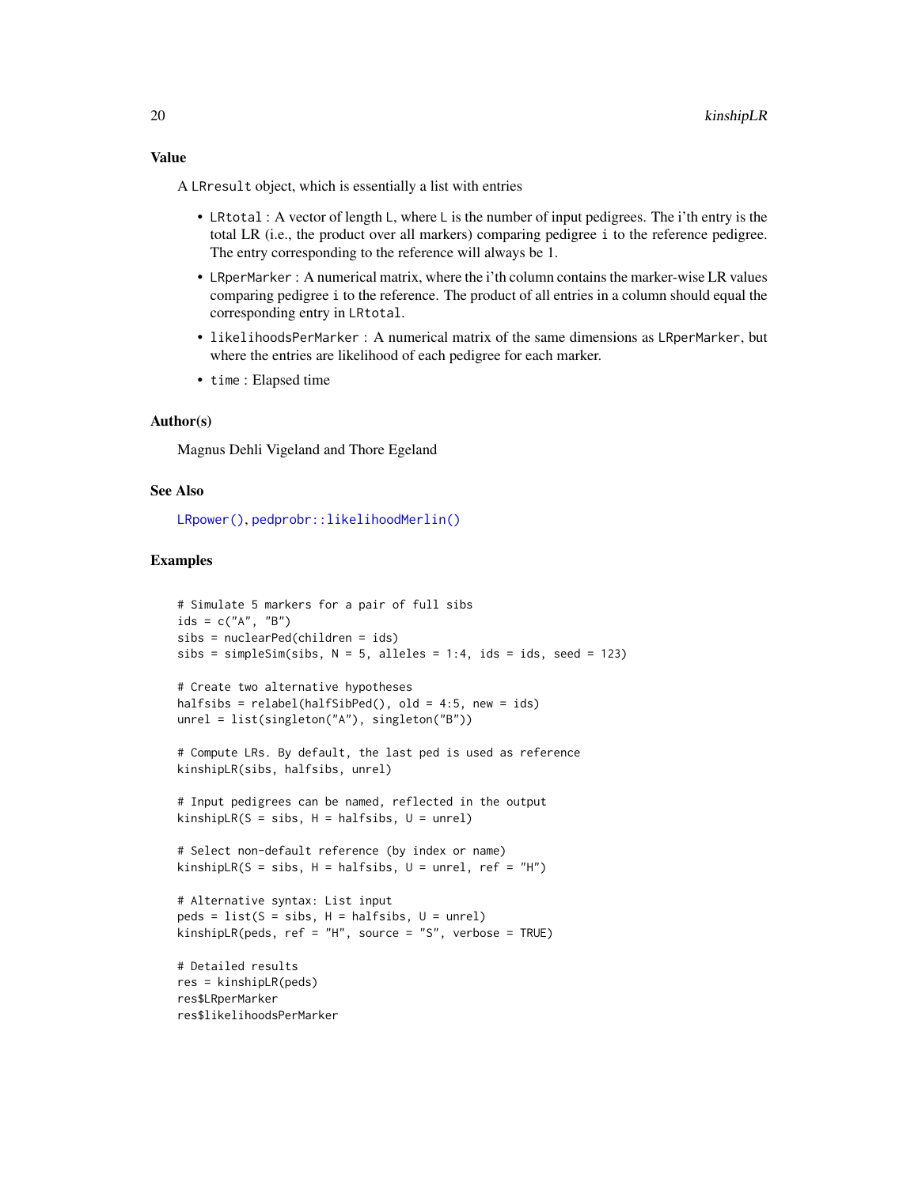## Value

A `LRresult` object, which is essentially a list with entries

- `LRtotal` : A vector of length `L`, where `L` is the number of input pedigrees. The i'th entry is the total LR (i.e., the product over all markers) comparing pedigree `i` to the reference pedigree. The entry corresponding to the reference will always be 1.
- `LRperMarker` : A numerical matrix, where the i'th column contains the marker-wise LR values comparing pedigree `i` to the reference. The product of all entries in a column should equal the corresponding entry in `LRtotal`.
- `likelihoodsPerMarker` : A numerical matrix of the same dimensions as `LRperMarker`, but where the entries are likelihood of each pedigree for each marker.
- `time` : Elapsed time

## Author(s)

Magnus Dehli Vigeland and Thore Egeland

## See Also

`LRpower()`, `pedprobr::likelihoodMerlin()`

## Examples

```
# Simulate 5 markers for a pair of full sibs
ids = c("A", "B")
sibs = nuclearPed(children = ids)
sibs = simpleSim(sibs, N = 5, alleles = 1:4, ids = ids, seed = 123)

# Create two alternative hypotheses
halfsibs = relabel(halfSibPed(), old = 4:5, new = ids)
unrel = list(singleton("A"), singleton("B"))

# Compute LRs. By default, the last ped is used as reference
kinshipLR(sibs, halfsibs, unrel)

# Input pedigrees can be named, reflected in the output
kinshipLR(S = sibs, H = halfsibs, U = unrel)

# Select non-default reference (by index or name)
kinshipLR(S = sibs, H = halfsibs, U = unrel, ref = "H")

# Alternative syntax: List input
peds = list(S = sibs, H = halfsibs, U = unrel)
kinshipLR(peds, ref = "H", source = "S", verbose = TRUE)

# Detailed results
res = kinshipLR(peds)
res$LRperMarker
res$likelihoodsPerMarker
```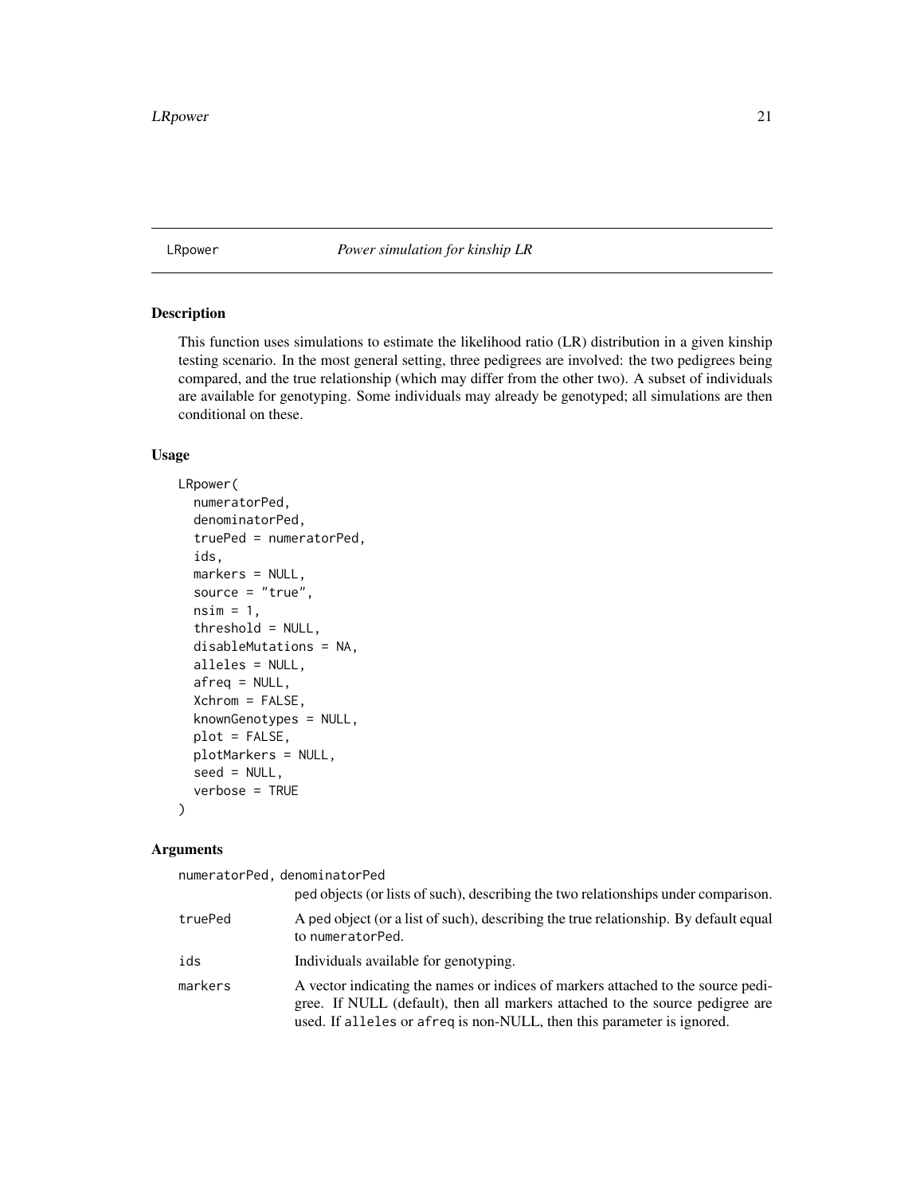## LRpower — *Power simulation for kinship LR*

### Description

This function uses simulations to estimate the likelihood ratio (LR) distribution in a given kinship testing scenario. In the most general setting, three pedigrees are involved: the two pedigrees being compared, and the true relationship (which may differ from the other two). A subset of individuals are available for genotyping. Some individuals may already be genotyped; all simulations are then conditional on these.

### Usage

```
LRpower(
  numeratorPed,
  denominatorPed,
  truePed = numeratorPed,
  ids,
  markers = NULL,
  source = "true",
  nsim = 1,
  threshold = NULL,
  disableMutations = NA,
  alleles = NULL,
  afreq = NULL,
  Xchrom = FALSE,
  knownGenotypes = NULL,
  plot = FALSE,
  plotMarkers = NULL,
  seed = NULL,
  verbose = TRUE
)
```

### Arguments

| Argument | Description |
|---|---|
| numeratorPed, denominatorPed | ped objects (or lists of such), describing the two relationships under comparison. |
| truePed | A ped object (or a list of such), describing the true relationship. By default equal to `numeratorPed`. |
| ids | Individuals available for genotyping. |
| markers | A vector indicating the names or indices of markers attached to the source pedigree. If NULL (default), then all markers attached to the source pedigree are used. If `alleles` or `afreq` is non-NULL, then this parameter is ignored. |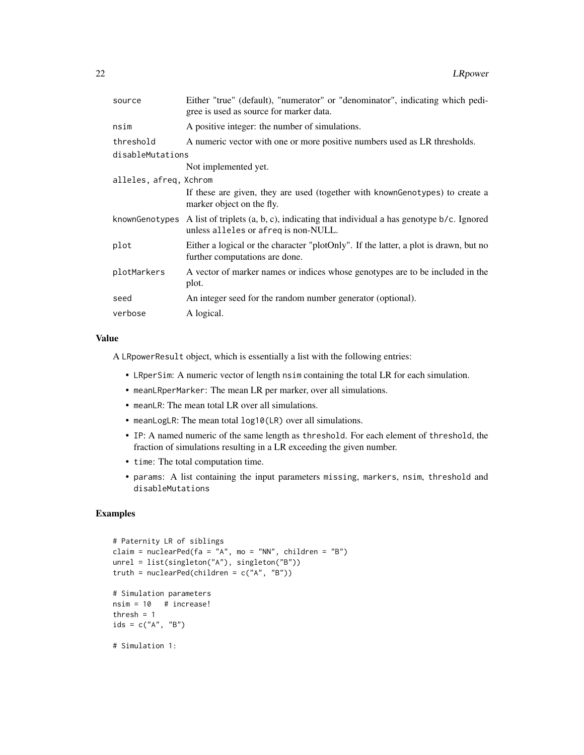| | |
|---|---|
| source | Either "true" (default), "numerator" or "denominator", indicating which pedigree is used as source for marker data. |
| nsim | A positive integer: the number of simulations. |
| threshold | A numeric vector with one or more positive numbers used as LR thresholds. |
| disableMutations | Not implemented yet. |
| alleles, afreq, Xchrom | If these are given, they are used (together with knownGenotypes) to create a marker object on the fly. |
| knownGenotypes | A list of triplets (a, b, c), indicating that individual a has genotype b/c. Ignored unless alleles or afreq is non-NULL. |
| plot | Either a logical or the character "plotOnly". If the latter, a plot is drawn, but no further computations are done. |
| plotMarkers | A vector of marker names or indices whose genotypes are to be included in the plot. |
| seed | An integer seed for the random number generator (optional). |
| verbose | A logical. |

## Value

A LRpowerResult object, which is essentially a list with the following entries:

- LRperSim: A numeric vector of length nsim containing the total LR for each simulation.
- meanLRperMarker: The mean LR per marker, over all simulations.
- meanLR: The mean total LR over all simulations.
- meanLogLR: The mean total log10(LR) over all simulations.
- IP: A named numeric of the same length as threshold. For each element of threshold, the fraction of simulations resulting in a LR exceeding the given number.
- time: The total computation time.
- params: A list containing the input parameters missing, markers, nsim, threshold and disableMutations

## Examples

```
# Paternity LR of siblings
claim = nuclearPed(fa = "A", mo = "NN", children = "B")
unrel = list(singleton("A"), singleton("B"))
truth = nuclearPed(children = c("A", "B"))

# Simulation parameters
nsim = 10   # increase!
thresh = 1
ids = c("A", "B")

# Simulation 1:
```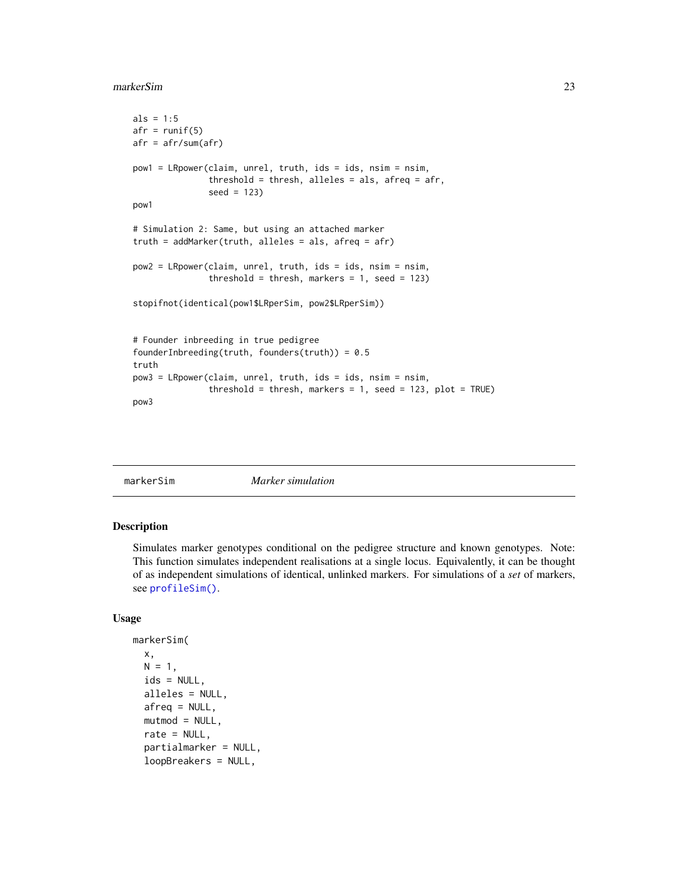```
als = 1:5
afr = runif(5)
afr = afr/sum(afr)

pow1 = LRpower(claim, unrel, truth, ids = ids, nsim = nsim,
               threshold = thresh, alleles = als, afreq = afr,
               seed = 123)
pow1

# Simulation 2: Same, but using an attached marker
truth = addMarker(truth, alleles = als, afreq = afr)

pow2 = LRpower(claim, unrel, truth, ids = ids, nsim = nsim,
               threshold = thresh, markers = 1, seed = 123)

stopifnot(identical(pow1$LRperSim, pow2$LRperSim))


# Founder inbreeding in true pedigree
founderInbreeding(truth, founders(truth)) = 0.5
truth
pow3 = LRpower(claim, unrel, truth, ids = ids, nsim = nsim,
               threshold = thresh, markers = 1, seed = 123, plot = TRUE)
pow3
```

## markerSim — *Marker simulation*

### Description

Simulates marker genotypes conditional on the pedigree structure and known genotypes. Note: This function simulates independent realisations at a single locus. Equivalently, it can be thought of as independent simulations of identical, unlinked markers. For simulations of a *set* of markers, see profileSim().

### Usage

```
markerSim(
  x,
  N = 1,
  ids = NULL,
  alleles = NULL,
  afreq = NULL,
  mutmod = NULL,
  rate = NULL,
  partialmarker = NULL,
  loopBreakers = NULL,
```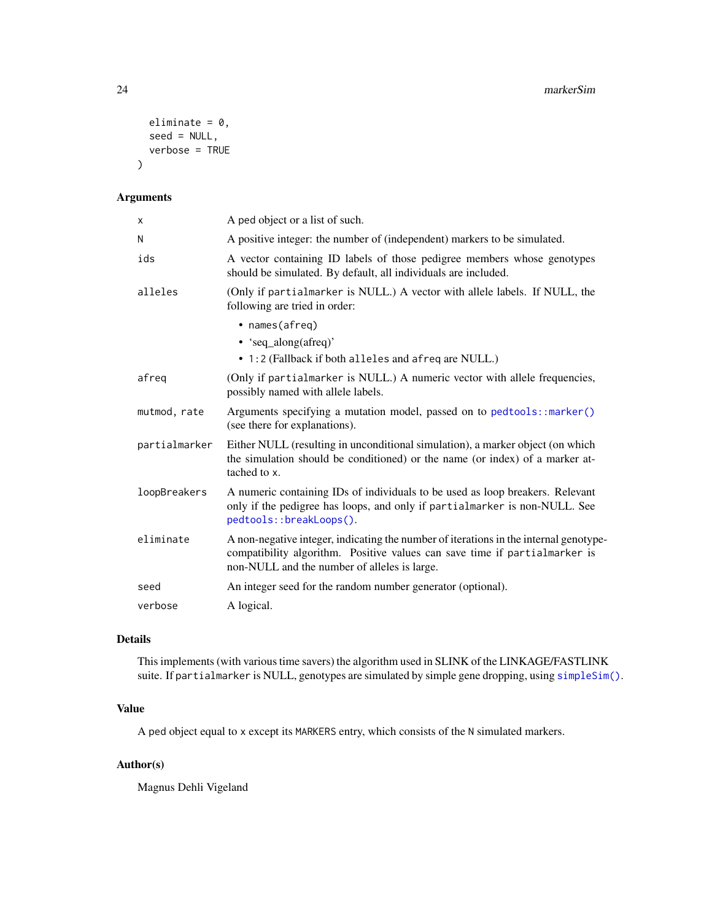```
  eliminate = 0,
  seed = NULL,
  verbose = TRUE
)
```

## Arguments

| | |
|---|---|
| `x` | A ped object or a list of such. |
| `N` | A positive integer: the number of (independent) markers to be simulated. |
| `ids` | A vector containing ID labels of those pedigree members whose genotypes should be simulated. By default, all individuals are included. |
| `alleles` | (Only if `partialmarker` is NULL.) A vector with allele labels. If NULL, the following are tried in order: <br>• `names(afreq)` <br>• 'seq_along(afreq)' <br>• `1:2` (Fallback if both `alleles` and `afreq` are NULL.) |
| `afreq` | (Only if `partialmarker` is NULL.) A numeric vector with allele frequencies, possibly named with allele labels. |
| `mutmod, rate` | Arguments specifying a mutation model, passed on to `pedtools::marker()` (see there for explanations). |
| `partialmarker` | Either NULL (resulting in unconditional simulation), a marker object (on which the simulation should be conditioned) or the name (or index) of a marker attached to `x`. |
| `loopBreakers` | A numeric containing IDs of individuals to be used as loop breakers. Relevant only if the pedigree has loops, and only if `partialmarker` is non-NULL. See `pedtools::breakLoops()`. |
| `eliminate` | A non-negative integer, indicating the number of iterations in the internal genotype-compatibility algorithm. Positive values can save time if `partialmarker` is non-NULL and the number of alleles is large. |
| `seed` | An integer seed for the random number generator (optional). |
| `verbose` | A logical. |

## Details

This implements (with various time savers) the algorithm used in SLINK of the LINKAGE/FASTLINK suite. If `partialmarker` is NULL, genotypes are simulated by simple gene dropping, using `simpleSim()`.

## Value

A `ped` object equal to `x` except its `MARKERS` entry, which consists of the `N` simulated markers.

## Author(s)

Magnus Dehli Vigeland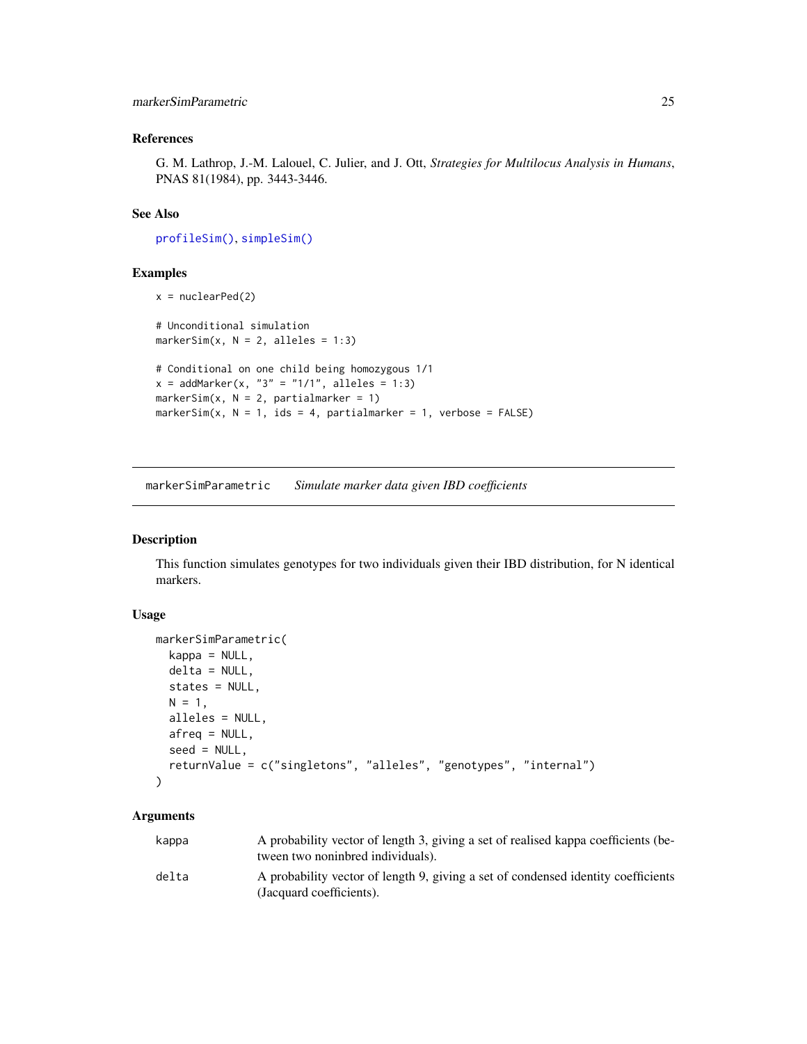### References

G. M. Lathrop, J.-M. Lalouel, C. Julier, and J. Ott, *Strategies for Multilocus Analysis in Humans*, PNAS 81(1984), pp. 3443-3446.

### See Also

profileSim(), simpleSim()

### Examples

```
x = nuclearPed(2)

# Unconditional simulation
markerSim(x, N = 2, alleles = 1:3)

# Conditional on one child being homozygous 1/1
x = addMarker(x, "3" = "1/1", alleles = 1:3)
markerSim(x, N = 2, partialmarker = 1)
markerSim(x, N = 1, ids = 4, partialmarker = 1, verbose = FALSE)
```

---

## markerSimParametric *Simulate marker data given IBD coefficients*

### Description

This function simulates genotypes for two individuals given their IBD distribution, for N identical markers.

### Usage

```
markerSimParametric(
  kappa = NULL,
  delta = NULL,
  states = NULL,
  N = 1,
  alleles = NULL,
  afreq = NULL,
  seed = NULL,
  returnValue = c("singletons", "alleles", "genotypes", "internal")
)
```

### Arguments

| | |
|---|---|
| kappa | A probability vector of length 3, giving a set of realised kappa coefficients (between two noninbred individuals). |
| delta | A probability vector of length 9, giving a set of condensed identity coefficients (Jacquard coefficients). |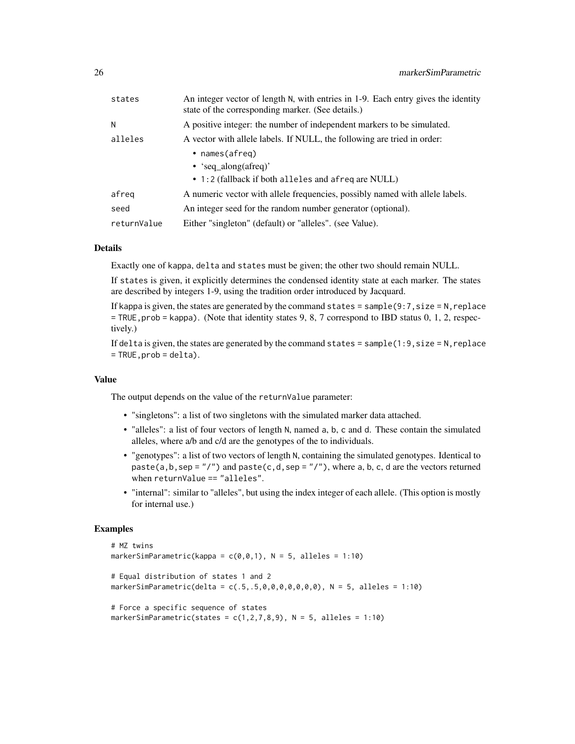| | |
|---|---|
| states | An integer vector of length N, with entries in 1-9. Each entry gives the identity state of the corresponding marker. (See details.) |
| N | A positive integer: the number of independent markers to be simulated. |
| alleles | A vector with allele labels. If NULL, the following are tried in order: <br>• names(afreq) <br>• 'seq_along(afreq)' <br>• 1:2 (fallback if both alleles and afreq are NULL) |
| afreq | A numeric vector with allele frequencies, possibly named with allele labels. |
| seed | An integer seed for the random number generator (optional). |
| returnValue | Either "singleton" (default) or "alleles". (see Value). |

### Details

Exactly one of kappa, delta and states must be given; the other two should remain NULL.

If states is given, it explicitly determines the condensed identity state at each marker. The states are described by integers 1-9, using the tradition order introduced by Jacquard.

If kappa is given, the states are generated by the command states = sample(9:7, size = N, replace = TRUE, prob = kappa). (Note that identity states 9, 8, 7 correspond to IBD status 0, 1, 2, respectively.)

If delta is given, the states are generated by the command states = sample(1:9, size = N, replace = TRUE, prob = delta).

### Value

The output depends on the value of the returnValue parameter:

- "singletons": a list of two singletons with the simulated marker data attached.
- "alleles": a list of four vectors of length N, named a, b, c and d. These contain the simulated alleles, where a/b and c/d are the genotypes of the to individuals.
- "genotypes": a list of two vectors of length N, containing the simulated genotypes. Identical to paste(a, b, sep = "/") and paste(c, d, sep = "/"), where a, b, c, d are the vectors returned when returnValue == "alleles".
- "internal": similar to "alleles", but using the index integer of each allele. (This option is mostly for internal use.)

### Examples

```
# MZ twins
markerSimParametric(kappa = c(0,0,1), N = 5, alleles = 1:10)

# Equal distribution of states 1 and 2
markerSimParametric(delta = c(.5,.5,0,0,0,0,0,0,0), N = 5, alleles = 1:10)

# Force a specific sequence of states
markerSimParametric(states = c(1,2,7,8,9), N = 5, alleles = 1:10)
```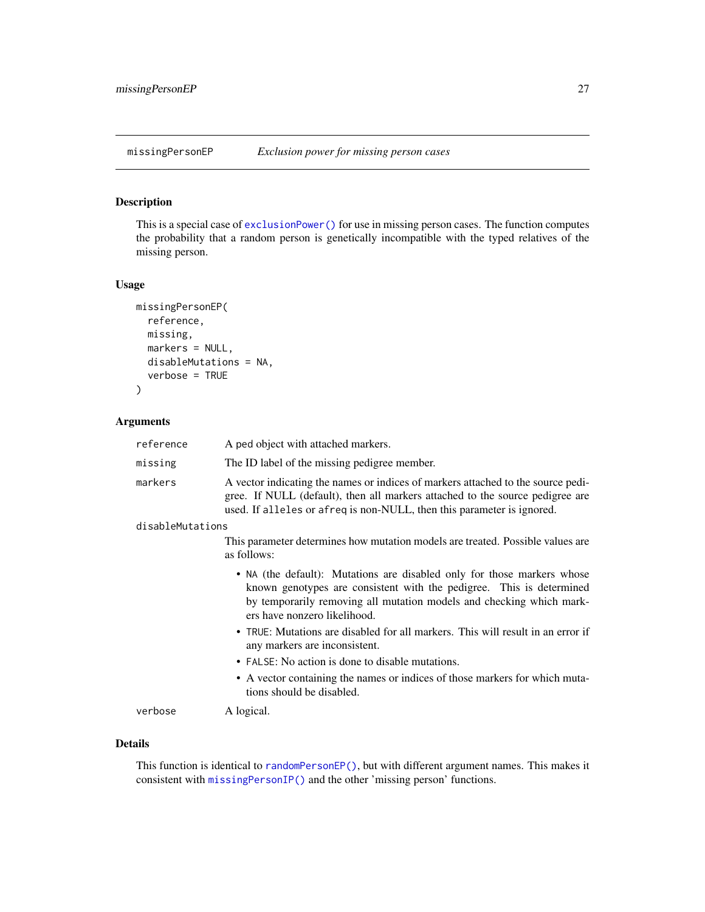## missingPersonEP — *Exclusion power for missing person cases*

### Description

This is a special case of `exclusionPower()` for use in missing person cases. The function computes the probability that a random person is genetically incompatible with the typed relatives of the missing person.

### Usage

```
missingPersonEP(
  reference,
  missing,
  markers = NULL,
  disableMutations = NA,
  verbose = TRUE
)
```

### Arguments

`reference` — A ped object with attached markers.

`missing` — The ID label of the missing pedigree member.

`markers` — A vector indicating the names or indices of markers attached to the source pedigree. If NULL (default), then all markers attached to the source pedigree are used. If `alleles` or `afreq` is non-NULL, then this parameter is ignored.

`disableMutations` — This parameter determines how mutation models are treated. Possible values are as follows:

- `NA` (the default): Mutations are disabled only for those markers whose known genotypes are consistent with the pedigree. This is determined by temporarily removing all mutation models and checking which markers have nonzero likelihood.
- `TRUE`: Mutations are disabled for all markers. This will result in an error if any markers are inconsistent.
- `FALSE`: No action is done to disable mutations.
- A vector containing the names or indices of those markers for which mutations should be disabled.

`verbose` — A logical.

### Details

This function is identical to `randomPersonEP()`, but with different argument names. This makes it consistent with `missingPersonIP()` and the other 'missing person' functions.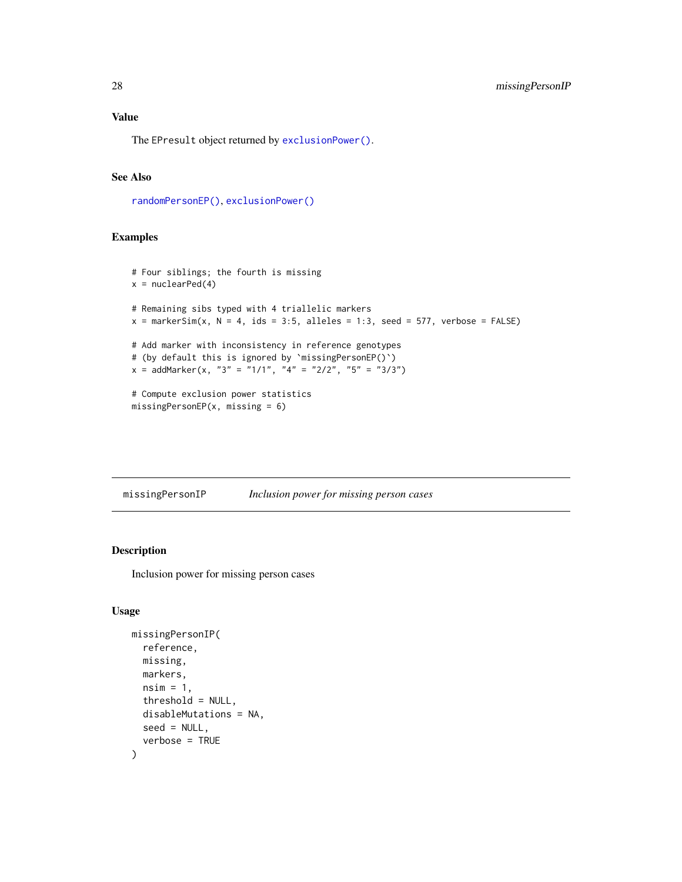### Value

The `EPresult` object returned by `exclusionPower()`.

### See Also

`randomPersonEP()`, `exclusionPower()`

### Examples

```
# Four siblings; the fourth is missing
x = nuclearPed(4)

# Remaining sibs typed with 4 triallelic markers
x = markerSim(x, N = 4, ids = 3:5, alleles = 1:3, seed = 577, verbose = FALSE)

# Add marker with inconsistency in reference genotypes
# (by default this is ignored by `missingPersonEP()`)
x = addMarker(x, "3" = "1/1", "4" = "2/2", "5" = "3/3")

# Compute exclusion power statistics
missingPersonEP(x, missing = 6)
```

---

## missingPersonIP — *Inclusion power for missing person cases*

### Description

Inclusion power for missing person cases

### Usage

```
missingPersonIP(
  reference,
  missing,
  markers,
  nsim = 1,
  threshold = NULL,
  disableMutations = NA,
  seed = NULL,
  verbose = TRUE
)
```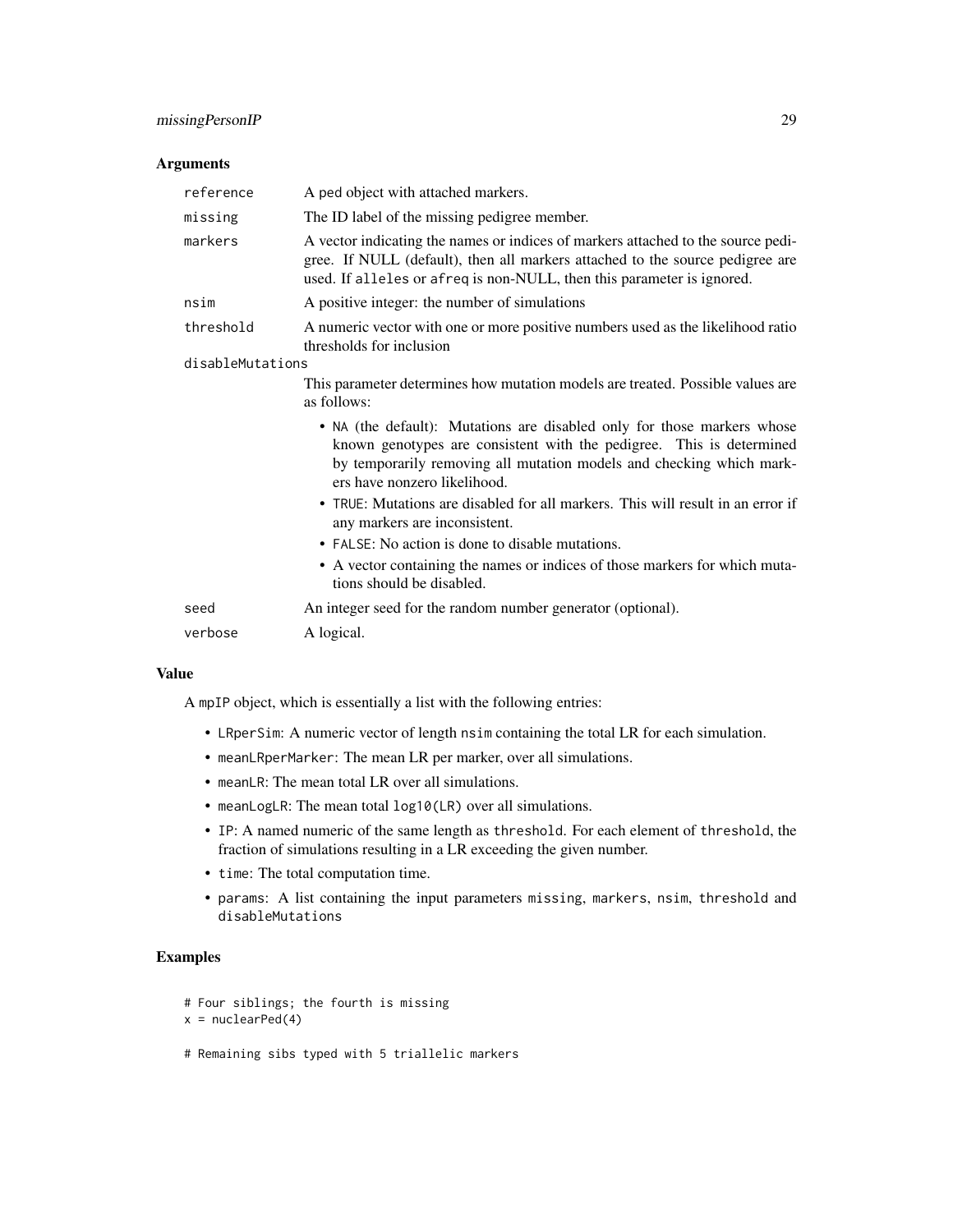### Arguments

| Argument | Description |
| --- | --- |
| `reference` | A ped object with attached markers. |
| `missing` | The ID label of the missing pedigree member. |
| `markers` | A vector indicating the names or indices of markers attached to the source pedigree. If NULL (default), then all markers attached to the source pedigree are used. If `alleles` or `afreq` is non-NULL, then this parameter is ignored. |
| `nsim` | A positive integer: the number of simulations |
| `threshold` | A numeric vector with one or more positive numbers used as the likelihood ratio thresholds for inclusion |
| `disableMutations` | This parameter determines how mutation models are treated. Possible values are as follows:<br>• `NA` (the default): Mutations are disabled only for those markers whose known genotypes are consistent with the pedigree. This is determined by temporarily removing all mutation models and checking which markers have nonzero likelihood.<br>• `TRUE`: Mutations are disabled for all markers. This will result in an error if any markers are inconsistent.<br>• `FALSE`: No action is done to disable mutations.<br>• A vector containing the names or indices of those markers for which mutations should be disabled. |
| `seed` | An integer seed for the random number generator (optional). |
| `verbose` | A logical. |

### Value

A `mpIP` object, which is essentially a list with the following entries:

- `LRperSim`: A numeric vector of length `nsim` containing the total LR for each simulation.
- `meanLRperMarker`: The mean LR per marker, over all simulations.
- `meanLR`: The mean total LR over all simulations.
- `meanLogLR`: The mean total `log10(LR)` over all simulations.
- `IP`: A named numeric of the same length as `threshold`. For each element of `threshold`, the fraction of simulations resulting in a LR exceeding the given number.
- `time`: The total computation time.
- `params`: A list containing the input parameters `missing`, `markers`, `nsim`, `threshold` and `disableMutations`

### Examples

```
# Four siblings; the fourth is missing
x = nuclearPed(4)

# Remaining sibs typed with 5 triallelic markers
```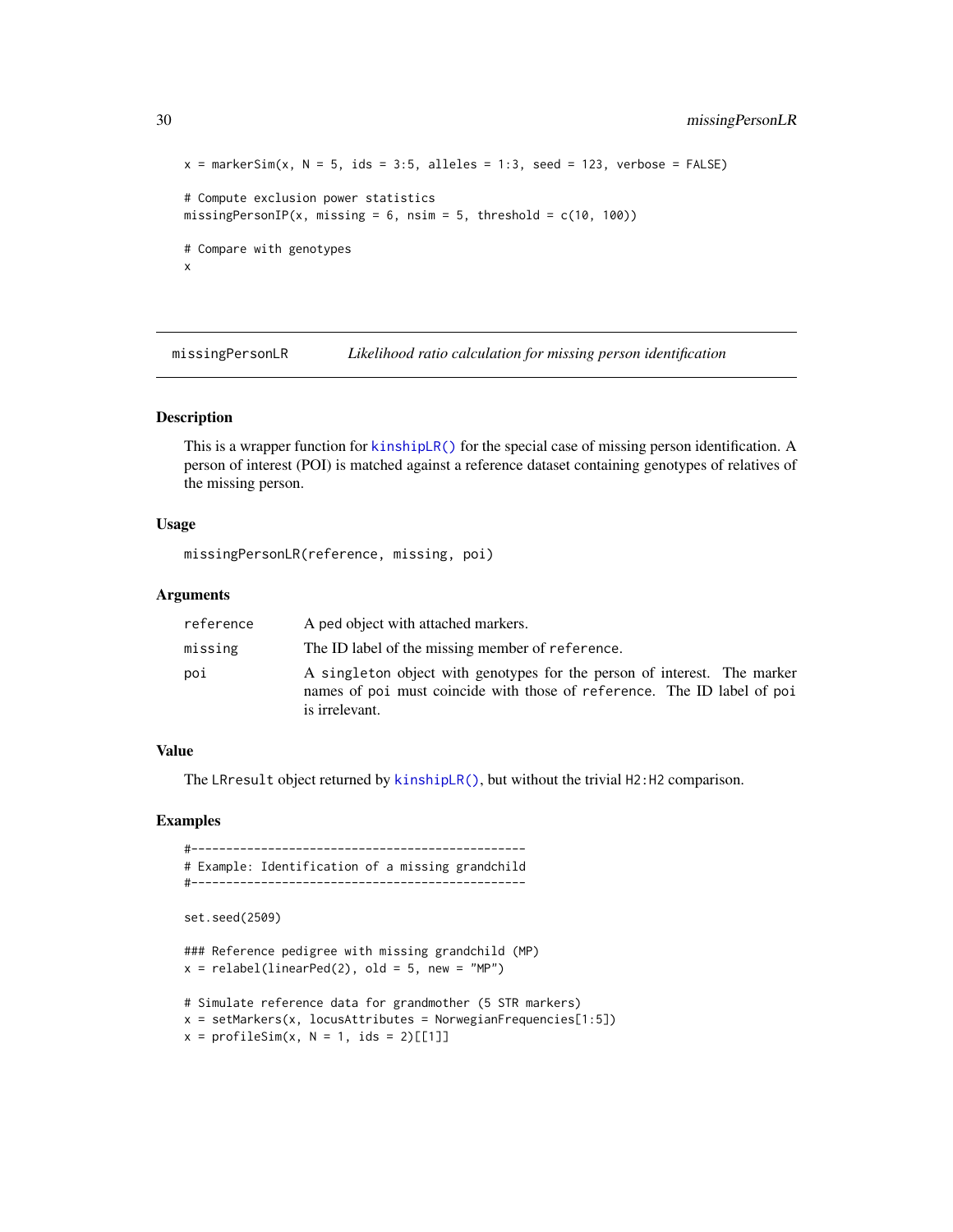```
x = markerSim(x, N = 5, ids = 3:5, alleles = 1:3, seed = 123, verbose = FALSE)

# Compute exclusion power statistics
missingPersonIP(x, missing = 6, nsim = 5, threshold = c(10, 100))

# Compare with genotypes
x
```

## missingPersonLR — *Likelihood ratio calculation for missing person identification*

### Description

This is a wrapper function for `kinshipLR()` for the special case of missing person identification. A person of interest (POI) is matched against a reference dataset containing genotypes of relatives of the missing person.

### Usage

```
missingPersonLR(reference, missing, poi)
```

### Arguments

| | |
|---|---|
| `reference` | A ped object with attached markers. |
| `missing` | The ID label of the missing member of `reference`. |
| `poi` | A singleton object with genotypes for the person of interest. The marker names of `poi` must coincide with those of `reference`. The ID label of `poi` is irrelevant. |

### Value

The `LRresult` object returned by `kinshipLR()`, but without the trivial `H2:H2` comparison.

### Examples

```
#------------------------------------------------
# Example: Identification of a missing grandchild
#------------------------------------------------

set.seed(2509)

### Reference pedigree with missing grandchild (MP)
x = relabel(linearPed(2), old = 5, new = "MP")

# Simulate reference data for grandmother (5 STR markers)
x = setMarkers(x, locusAttributes = NorwegianFrequencies[1:5])
x = profileSim(x, N = 1, ids = 2)[[1]]
```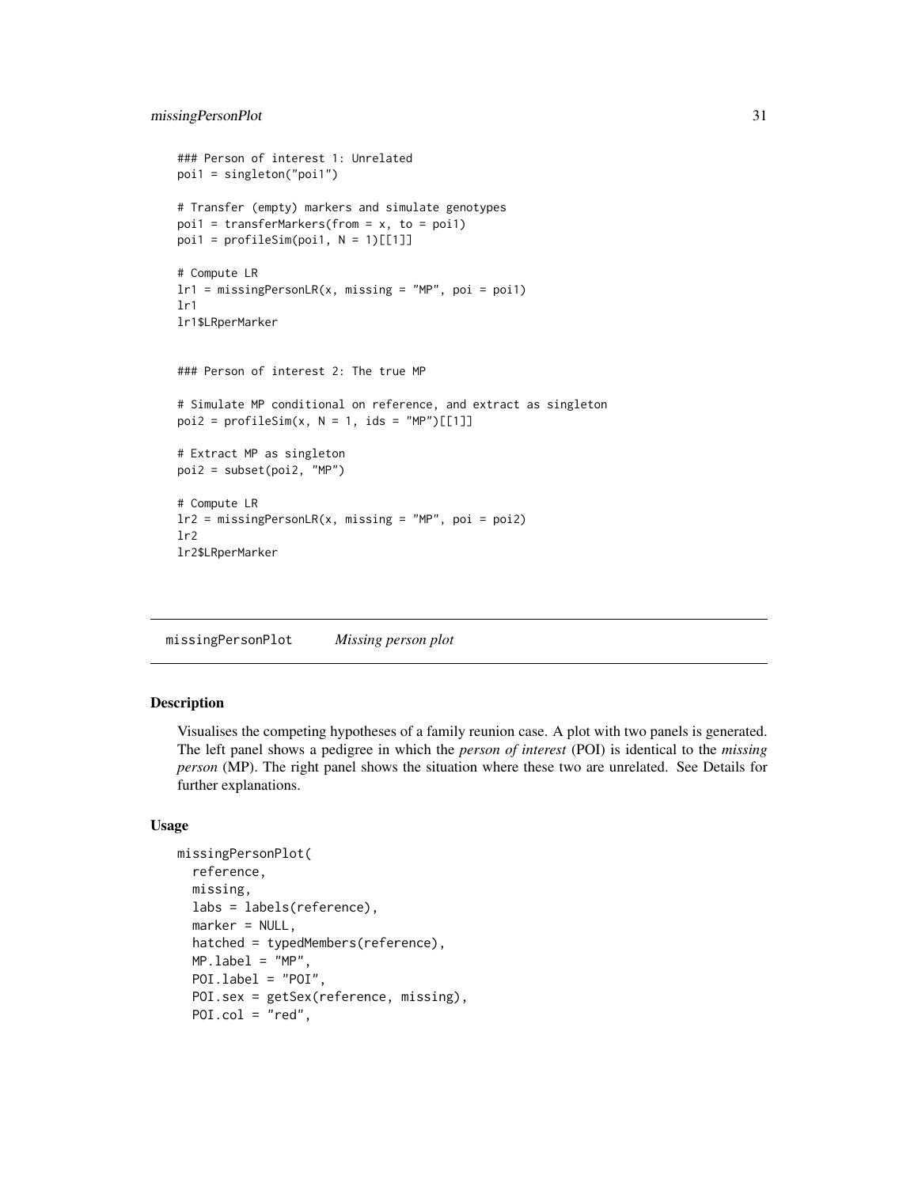```
### Person of interest 1: Unrelated
poi1 = singleton("poi1")

# Transfer (empty) markers and simulate genotypes
poi1 = transferMarkers(from = x, to = poi1)
poi1 = profileSim(poi1, N = 1)[[1]]

# Compute LR
lr1 = missingPersonLR(x, missing = "MP", poi = poi1)
lr1
lr1$LRperMarker


### Person of interest 2: The true MP

# Simulate MP conditional on reference, and extract as singleton
poi2 = profileSim(x, N = 1, ids = "MP")[[1]]

# Extract MP as singleton
poi2 = subset(poi2, "MP")

# Compute LR
lr2 = missingPersonLR(x, missing = "MP", poi = poi2)
lr2
lr2$LRperMarker
```

---

## missingPersonPlot &nbsp;&nbsp;&nbsp; *Missing person plot*

---

### Description

Visualises the competing hypotheses of a family reunion case. A plot with two panels is generated. The left panel shows a pedigree in which the *person of interest* (POI) is identical to the *missing person* (MP). The right panel shows the situation where these two are unrelated. See Details for further explanations.

### Usage

```
missingPersonPlot(
  reference,
  missing,
  labs = labels(reference),
  marker = NULL,
  hatched = typedMembers(reference),
  MP.label = "MP",
  POI.label = "POI",
  POI.sex = getSex(reference, missing),
  POI.col = "red",
```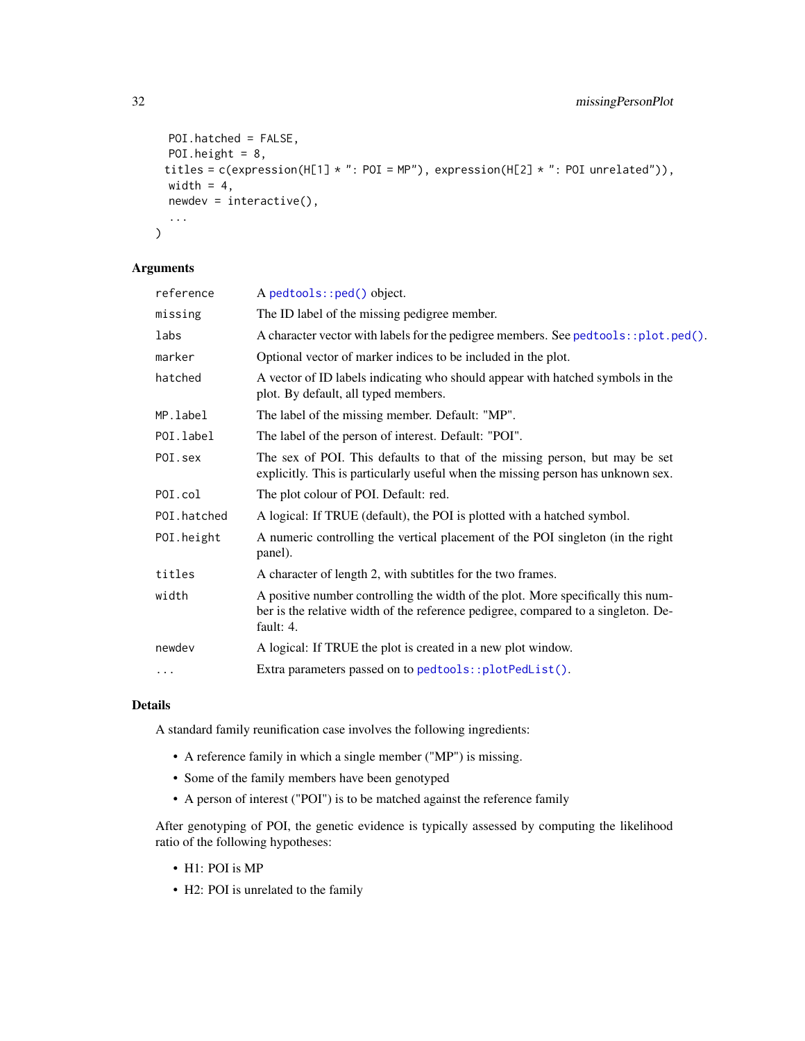```
  POI.hatched = FALSE,
  POI.height = 8,
  titles = c(expression(H[1] * ": POI = MP"), expression(H[2] * ": POI unrelated")),
  width = 4,
  newdev = interactive(),
  ...
)
```

### Arguments

| | |
|---|---|
| reference | A pedtools::ped() object. |
| missing | The ID label of the missing pedigree member. |
| labs | A character vector with labels for the pedigree members. See pedtools::plot.ped(). |
| marker | Optional vector of marker indices to be included in the plot. |
| hatched | A vector of ID labels indicating who should appear with hatched symbols in the plot. By default, all typed members. |
| MP.label | The label of the missing member. Default: "MP". |
| POI.label | The label of the person of interest. Default: "POI". |
| POI.sex | The sex of POI. This defaults to that of the missing person, but may be set explicitly. This is particularly useful when the missing person has unknown sex. |
| POI.col | The plot colour of POI. Default: red. |
| POI.hatched | A logical: If TRUE (default), the POI is plotted with a hatched symbol. |
| POI.height | A numeric controlling the vertical placement of the POI singleton (in the right panel). |
| titles | A character of length 2, with subtitles for the two frames. |
| width | A positive number controlling the width of the plot. More specifically this number is the relative width of the reference pedigree, compared to a singleton. Default: 4. |
| newdev | A logical: If TRUE the plot is created in a new plot window. |
| ... | Extra parameters passed on to pedtools::plotPedList(). |

### Details

A standard family reunification case involves the following ingredients:

- A reference family in which a single member ("MP") is missing.
- Some of the family members have been genotyped
- A person of interest ("POI") is to be matched against the reference family

After genotyping of POI, the genetic evidence is typically assessed by computing the likelihood ratio of the following hypotheses:

- H1: POI is MP
- H2: POI is unrelated to the family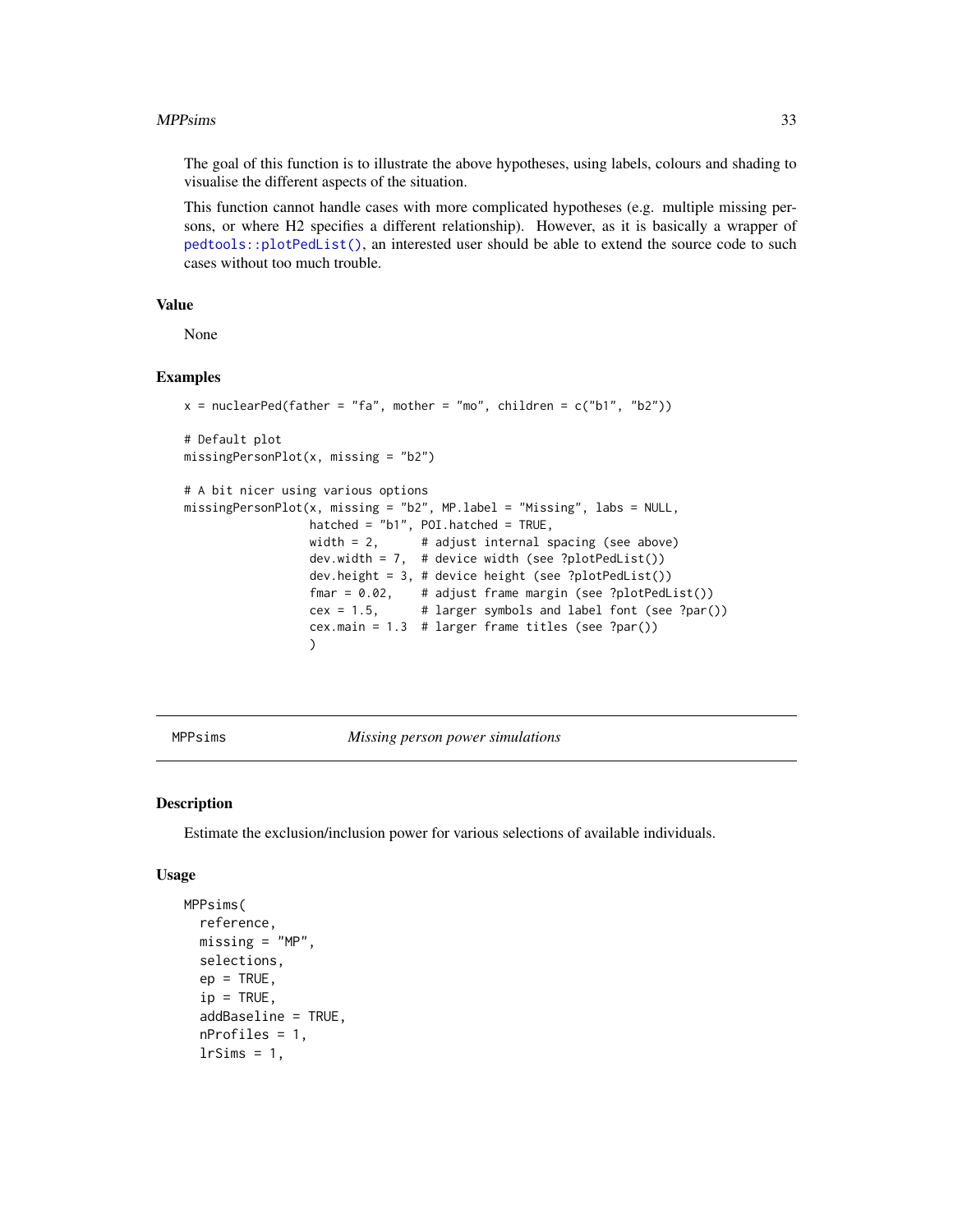The goal of this function is to illustrate the above hypotheses, using labels, colours and shading to visualise the different aspects of the situation.

This function cannot handle cases with more complicated hypotheses (e.g. multiple missing persons, or where H2 specifies a different relationship). However, as it is basically a wrapper of pedtools::plotPedList(), an interested user should be able to extend the source code to such cases without too much trouble.

### Value

None

### Examples

```
x = nuclearPed(father = "fa", mother = "mo", children = c("b1", "b2"))

# Default plot
missingPersonPlot(x, missing = "b2")

# A bit nicer using various options
missingPersonPlot(x, missing = "b2", MP.label = "Missing", labs = NULL,
                  hatched = "b1", POI.hatched = TRUE,
                  width = 2,      # adjust internal spacing (see above)
                  dev.width = 7,  # device width (see ?plotPedList())
                  dev.height = 3, # device height (see ?plotPedList())
                  fmar = 0.02,    # adjust frame margin (see ?plotPedList())
                  cex = 1.5,      # larger symbols and label font (see ?par())
                  cex.main = 1.3  # larger frame titles (see ?par())
                  )
```

---

## MPPsims — *Missing person power simulations*

### Description

Estimate the exclusion/inclusion power for various selections of available individuals.

### Usage

```
MPPsims(
  reference,
  missing = "MP",
  selections,
  ep = TRUE,
  ip = TRUE,
  addBaseline = TRUE,
  nProfiles = 1,
  lrSims = 1,
```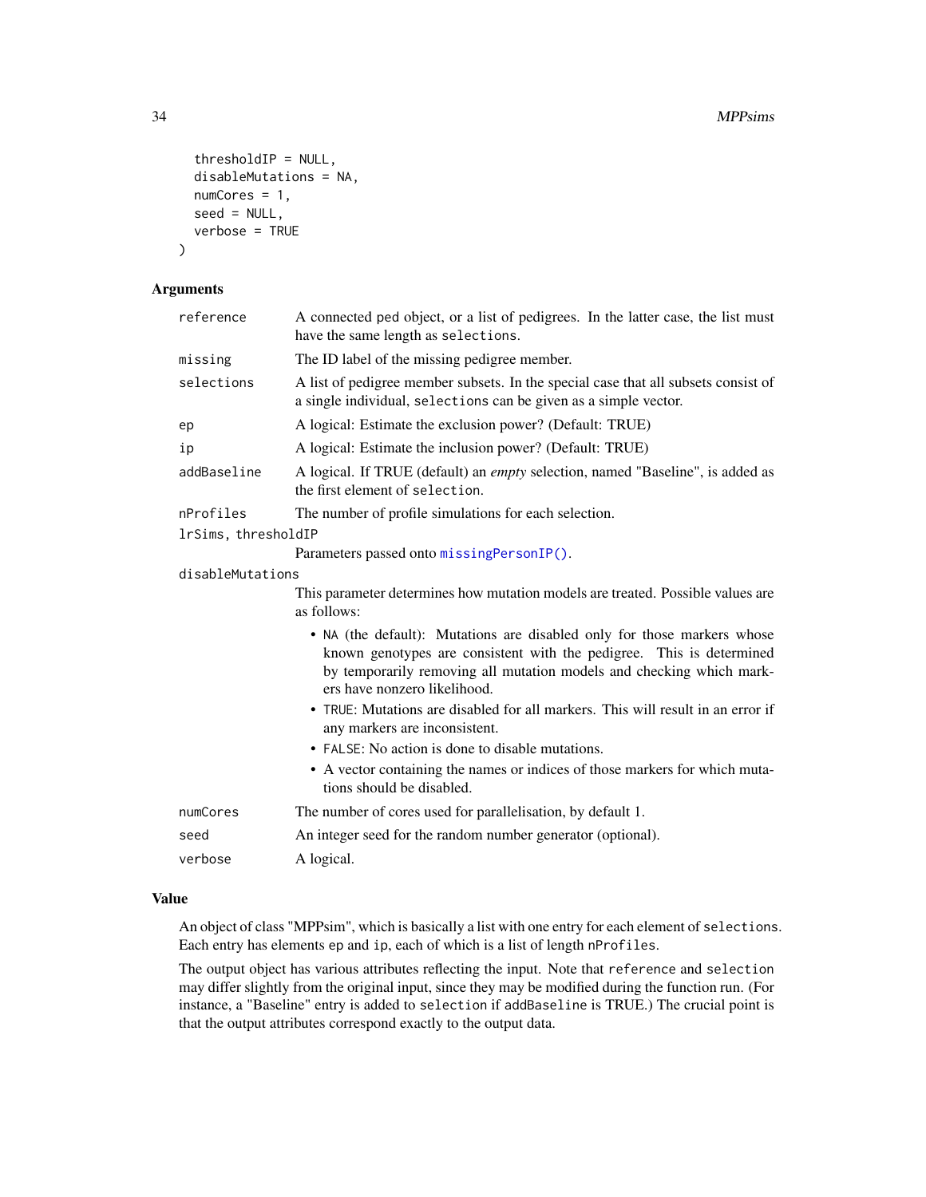```
  thresholdIP = NULL,
  disableMutations = NA,
  numCores = 1,
  seed = NULL,
  verbose = TRUE
)
```

## Arguments

| | |
|---|---|
| reference | A connected ped object, or a list of pedigrees. In the latter case, the list must have the same length as `selections`. |
| missing | The ID label of the missing pedigree member. |
| selections | A list of pedigree member subsets. In the special case that all subsets consist of a single individual, `selections` can be given as a simple vector. |
| ep | A logical: Estimate the exclusion power? (Default: TRUE) |
| ip | A logical: Estimate the inclusion power? (Default: TRUE) |
| addBaseline | A logical. If TRUE (default) an *empty* selection, named "Baseline", is added as the first element of `selection`. |
| nProfiles | The number of profile simulations for each selection. |
| lrSims, thresholdIP | Parameters passed onto `missingPersonIP()`. |
| disableMutations | This parameter determines how mutation models are treated. Possible values are as follows:<br>• `NA` (the default): Mutations are disabled only for those markers whose known genotypes are consistent with the pedigree. This is determined by temporarily removing all mutation models and checking which markers have nonzero likelihood.<br>• `TRUE`: Mutations are disabled for all markers. This will result in an error if any markers are inconsistent.<br>• `FALSE`: No action is done to disable mutations.<br>• A vector containing the names or indices of those markers for which mutations should be disabled. |
| numCores | The number of cores used for parallelisation, by default 1. |
| seed | An integer seed for the random number generator (optional). |
| verbose | A logical. |

## Value

An object of class "MPPsim", which is basically a list with one entry for each element of `selections`. Each entry has elements `ep` and `ip`, each of which is a list of length `nProfiles`.

The output object has various attributes reflecting the input. Note that `reference` and `selection` may differ slightly from the original input, since they may be modified during the function run. (For instance, a "Baseline" entry is added to `selection` if `addBaseline` is TRUE.) The crucial point is that the output attributes correspond exactly to the output data.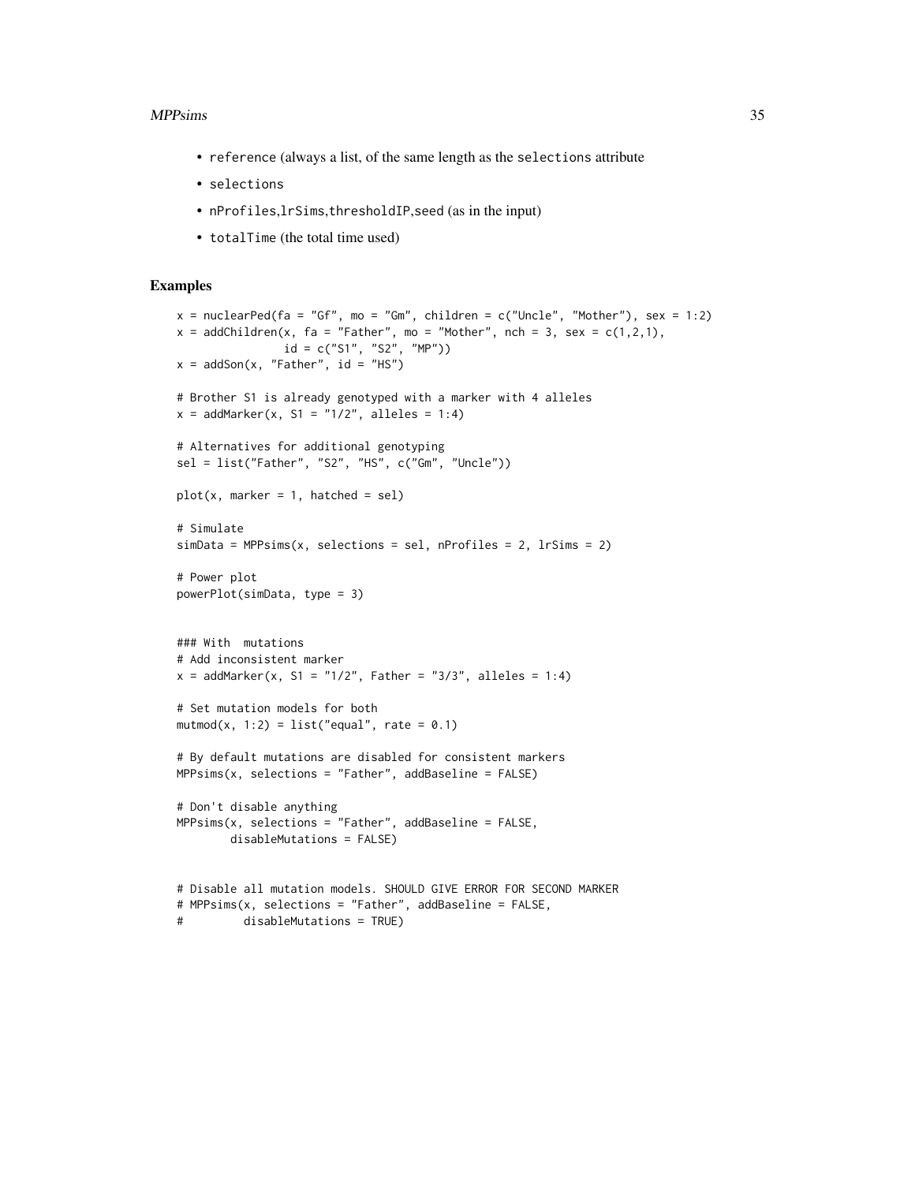- `reference` (always a list, of the same length as the `selections` attribute
- `selections`
- `nProfiles`,`lrSims`,`thresholdIP`,`seed` (as in the input)
- `totalTime` (the total time used)

## Examples

```
x = nuclearPed(fa = "Gf", mo = "Gm", children = c("Uncle", "Mother"), sex = 1:2)
x = addChildren(x, fa = "Father", mo = "Mother", nch = 3, sex = c(1,2,1),
                id = c("S1", "S2", "MP"))
x = addSon(x, "Father", id = "HS")

# Brother S1 is already genotyped with a marker with 4 alleles
x = addMarker(x, S1 = "1/2", alleles = 1:4)

# Alternatives for additional genotyping
sel = list("Father", "S2", "HS", c("Gm", "Uncle"))

plot(x, marker = 1, hatched = sel)

# Simulate
simData = MPPsims(x, selections = sel, nProfiles = 2, lrSims = 2)

# Power plot
powerPlot(simData, type = 3)


### With  mutations
# Add inconsistent marker
x = addMarker(x, S1 = "1/2", Father = "3/3", alleles = 1:4)

# Set mutation models for both
mutmod(x, 1:2) = list("equal", rate = 0.1)

# By default mutations are disabled for consistent markers
MPPsims(x, selections = "Father", addBaseline = FALSE)

# Don't disable anything
MPPsims(x, selections = "Father", addBaseline = FALSE,
        disableMutations = FALSE)


# Disable all mutation models. SHOULD GIVE ERROR FOR SECOND MARKER
# MPPsims(x, selections = "Father", addBaseline = FALSE,
#         disableMutations = TRUE)
```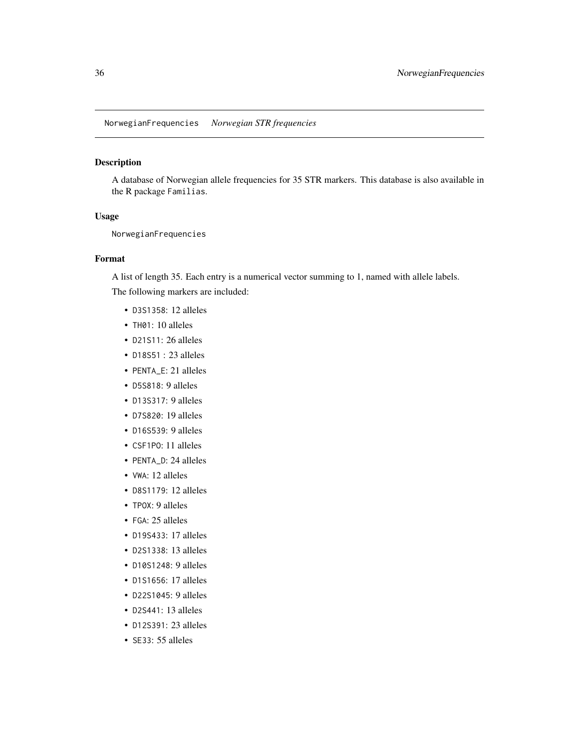NorwegianFrequencies    *Norwegian STR frequencies*

### Description

A database of Norwegian allele frequencies for 35 STR markers. This database is also available in the R package `Familias`.

### Usage

```
NorwegianFrequencies
```

### Format

A list of length 35. Each entry is a numerical vector summing to 1, named with allele labels.

The following markers are included:

- `D3S1358`: 12 alleles
- `TH01`: 10 alleles
- `D21S11`: 26 alleles
- `D18S51` : 23 alleles
- `PENTA_E`: 21 alleles
- `D5S818`: 9 alleles
- `D13S317`: 9 alleles
- `D7S820`: 19 alleles
- `D16S539`: 9 alleles
- `CSF1PO`: 11 alleles
- `PENTA_D`: 24 alleles
- `VWA`: 12 alleles
- `D8S1179`: 12 alleles
- `TPOX`: 9 alleles
- `FGA`: 25 alleles
- `D19S433`: 17 alleles
- `D2S1338`: 13 alleles
- `D10S1248`: 9 alleles
- `D1S1656`: 17 alleles
- `D22S1045`: 9 alleles
- `D2S441`: 13 alleles
- `D12S391`: 23 alleles
- `SE33`: 55 alleles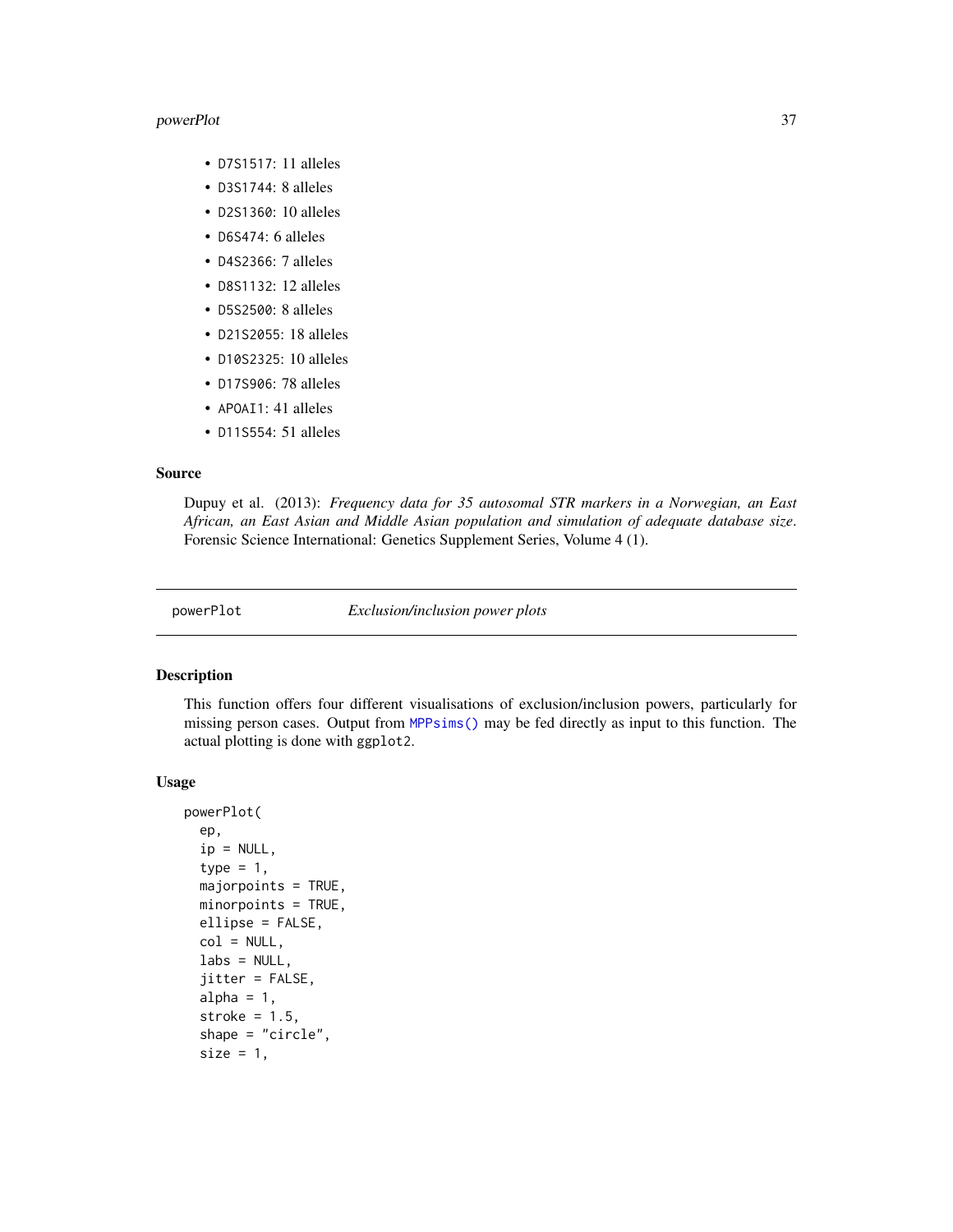- `D7S1517`: 11 alleles
- `D3S1744`: 8 alleles
- `D2S1360`: 10 alleles
- `D6S474`: 6 alleles
- `D4S2366`: 7 alleles
- `D8S1132`: 12 alleles
- `D5S2500`: 8 alleles
- `D21S2055`: 18 alleles
- `D10S2325`: 10 alleles
- `D17S906`: 78 alleles
- `APOAI1`: 41 alleles
- `D11S554`: 51 alleles

### Source

Dupuy et al. (2013): *Frequency data for 35 autosomal STR markers in a Norwegian, an East African, an East Asian and Middle Asian population and simulation of adequate database size*. Forensic Science International: Genetics Supplement Series, Volume 4 (1).

---

## `powerPlot` *Exclusion/inclusion power plots*

---

### Description

This function offers four different visualisations of exclusion/inclusion powers, particularly for missing person cases. Output from `MPPsims()` may be fed directly as input to this function. The actual plotting is done with `ggplot2`.

### Usage

```
powerPlot(
  ep,
  ip = NULL,
  type = 1,
  majorpoints = TRUE,
  minorpoints = TRUE,
  ellipse = FALSE,
  col = NULL,
  labs = NULL,
  jitter = FALSE,
  alpha = 1,
  stroke = 1.5,
  shape = "circle",
  size = 1,
```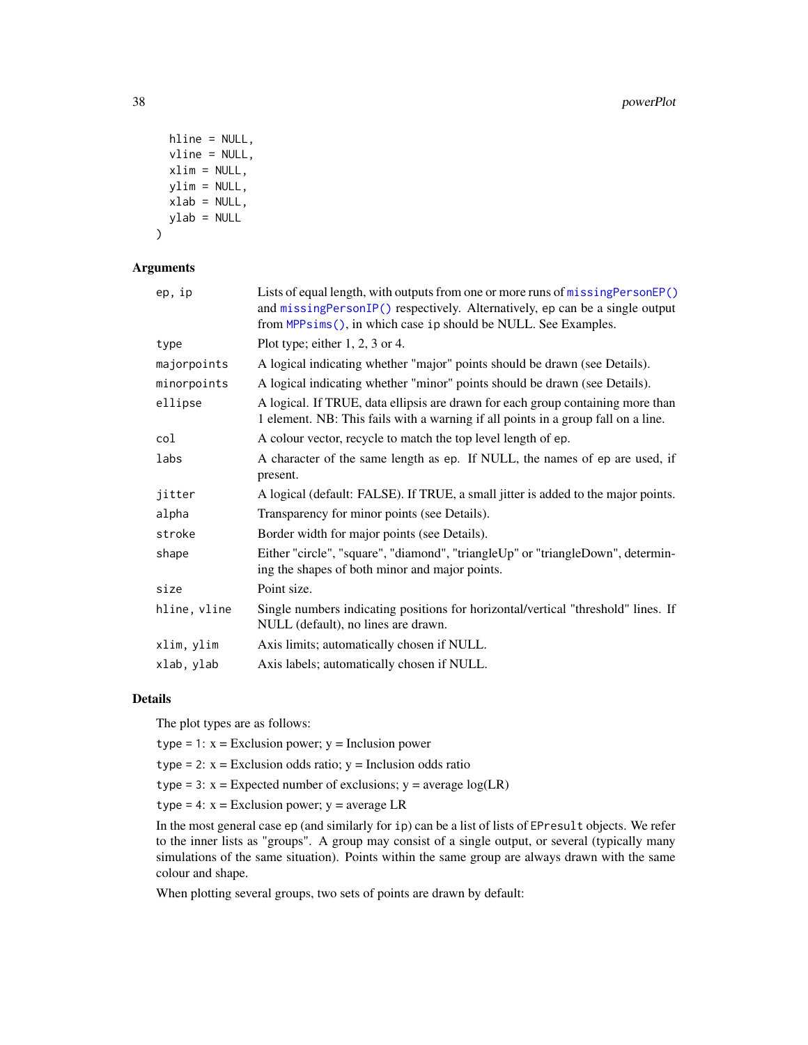```
  hline = NULL,
  vline = NULL,
  xlim = NULL,
  ylim = NULL,
  xlab = NULL,
  ylab = NULL
)
```

### Arguments

| | |
|---|---|
| `ep, ip` | Lists of equal length, with outputs from one or more runs of `missingPersonEP()` and `missingPersonIP()` respectively. Alternatively, `ep` can be a single output from `MPPsims()`, in which case `ip` should be NULL. See Examples. |
| `type` | Plot type; either 1, 2, 3 or 4. |
| `majorpoints` | A logical indicating whether "major" points should be drawn (see Details). |
| `minorpoints` | A logical indicating whether "minor" points should be drawn (see Details). |
| `ellipse` | A logical. If TRUE, data ellipsis are drawn for each group containing more than 1 element. NB: This fails with a warning if all points in a group fall on a line. |
| `col` | A colour vector, recycle to match the top level length of `ep`. |
| `labs` | A character of the same length as `ep`. If NULL, the names of `ep` are used, if present. |
| `jitter` | A logical (default: FALSE). If TRUE, a small jitter is added to the major points. |
| `alpha` | Transparency for minor points (see Details). |
| `stroke` | Border width for major points (see Details). |
| `shape` | Either "circle", "square", "diamond", "triangleUp" or "triangleDown", determining the shapes of both minor and major points. |
| `size` | Point size. |
| `hline, vline` | Single numbers indicating positions for horizontal/vertical "threshold" lines. If NULL (default), no lines are drawn. |
| `xlim, ylim` | Axis limits; automatically chosen if NULL. |
| `xlab, ylab` | Axis labels; automatically chosen if NULL. |

### Details

The plot types are as follows:

`type = 1`: x = Exclusion power; y = Inclusion power

`type = 2`: x = Exclusion odds ratio; y = Inclusion odds ratio

`type = 3`: x = Expected number of exclusions; y = average log(LR)

`type = 4`: x = Exclusion power; y = average LR

In the most general case `ep` (and similarly for `ip`) can be a list of lists of `EPresult` objects. We refer to the inner lists as "groups". A group may consist of a single output, or several (typically many simulations of the same situation). Points within the same group are always drawn with the same colour and shape.

When plotting several groups, two sets of points are drawn by default: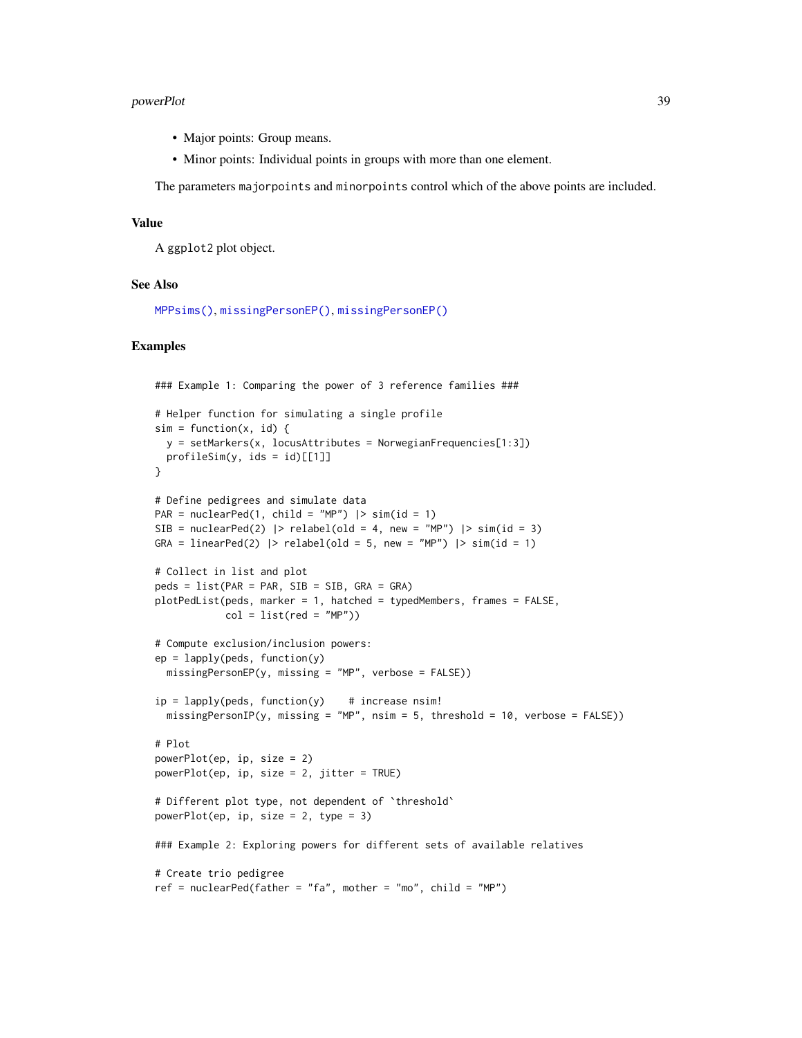- Major points: Group means.
- Minor points: Individual points in groups with more than one element.

The parameters `majorpoints` and `minorpoints` control which of the above points are included.

## Value

A `ggplot2` plot object.

## See Also

`MPPsims()`, `missingPersonEP()`, `missingPersonEP()`

## Examples

```
### Example 1: Comparing the power of 3 reference families ###

# Helper function for simulating a single profile
sim = function(x, id) {
  y = setMarkers(x, locusAttributes = NorwegianFrequencies[1:3])
  profileSim(y, ids = id)[[1]]
}

# Define pedigrees and simulate data
PAR = nuclearPed(1, child = "MP") |> sim(id = 1)
SIB = nuclearPed(2) |> relabel(old = 4, new = "MP") |> sim(id = 3)
GRA = linearPed(2) |> relabel(old = 5, new = "MP") |> sim(id = 1)

# Collect in list and plot
peds = list(PAR = PAR, SIB = SIB, GRA = GRA)
plotPedList(peds, marker = 1, hatched = typedMembers, frames = FALSE,
            col = list(red = "MP"))

# Compute exclusion/inclusion powers:
ep = lapply(peds, function(y)
  missingPersonEP(y, missing = "MP", verbose = FALSE))

ip = lapply(peds, function(y)    # increase nsim!
  missingPersonIP(y, missing = "MP", nsim = 5, threshold = 10, verbose = FALSE))

# Plot
powerPlot(ep, ip, size = 2)
powerPlot(ep, ip, size = 2, jitter = TRUE)

# Different plot type, not dependent of `threshold`
powerPlot(ep, ip, size = 2, type = 3)

### Example 2: Exploring powers for different sets of available relatives

# Create trio pedigree
ref = nuclearPed(father = "fa", mother = "mo", child = "MP")
```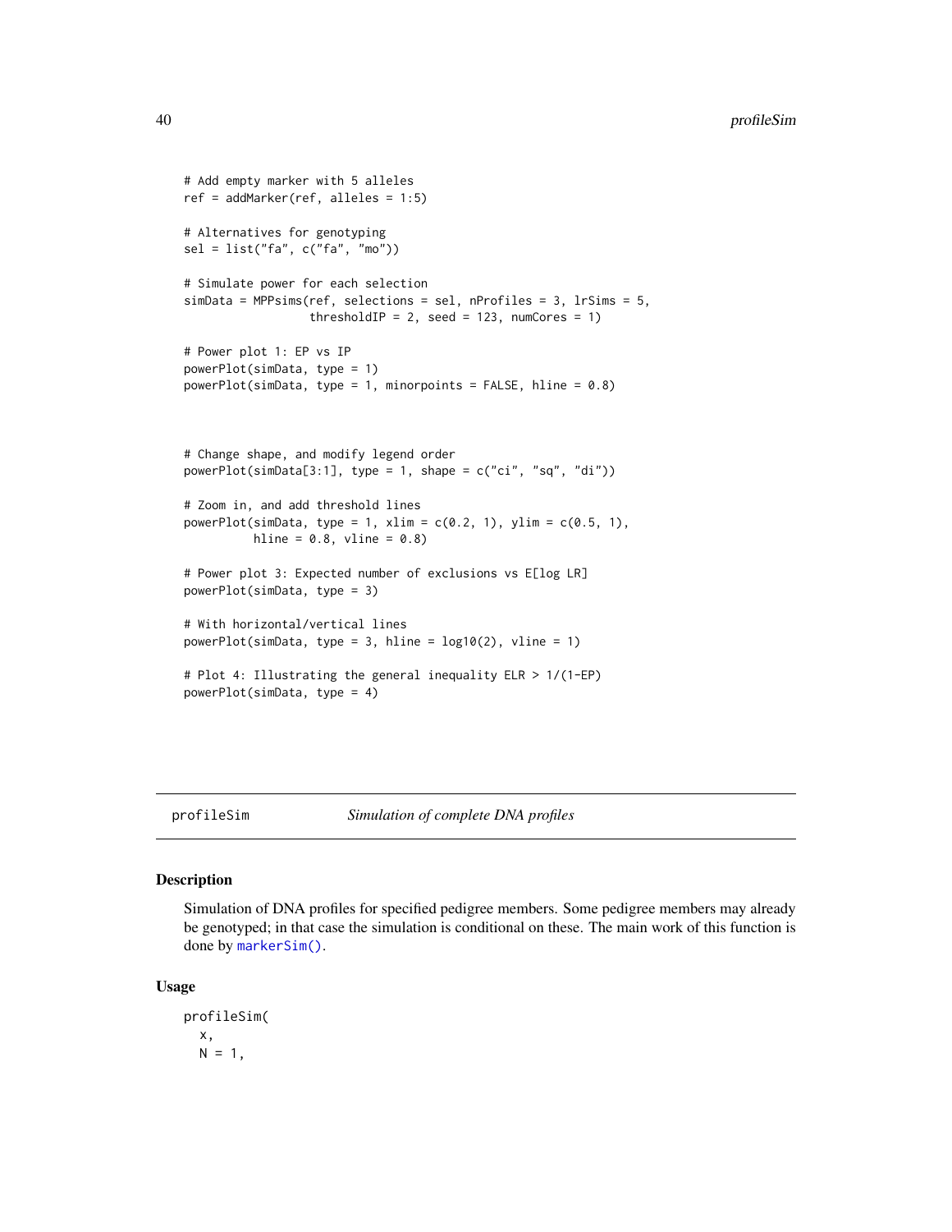```
# Add empty marker with 5 alleles
ref = addMarker(ref, alleles = 1:5)

# Alternatives for genotyping
sel = list("fa", c("fa", "mo"))

# Simulate power for each selection
simData = MPPsims(ref, selections = sel, nProfiles = 3, lrSims = 5,
                  thresholdIP = 2, seed = 123, numCores = 1)

# Power plot 1: EP vs IP
powerPlot(simData, type = 1)
powerPlot(simData, type = 1, minorpoints = FALSE, hline = 0.8)



# Change shape, and modify legend order
powerPlot(simData[3:1], type = 1, shape = c("ci", "sq", "di"))

# Zoom in, and add threshold lines
powerPlot(simData, type = 1, xlim = c(0.2, 1), ylim = c(0.5, 1),
          hline = 0.8, vline = 0.8)

# Power plot 3: Expected number of exclusions vs E[log LR]
powerPlot(simData, type = 3)

# With horizontal/vertical lines
powerPlot(simData, type = 3, hline = log10(2), vline = 1)

# Plot 4: Illustrating the general inequality ELR > 1/(1-EP)
powerPlot(simData, type = 4)
```

## profileSim *Simulation of complete DNA profiles*

### Description

Simulation of DNA profiles for specified pedigree members. Some pedigree members may already be genotyped; in that case the simulation is conditional on these. The main work of this function is done by `markerSim()`.

### Usage

```
profileSim(
  x,
  N = 1,
```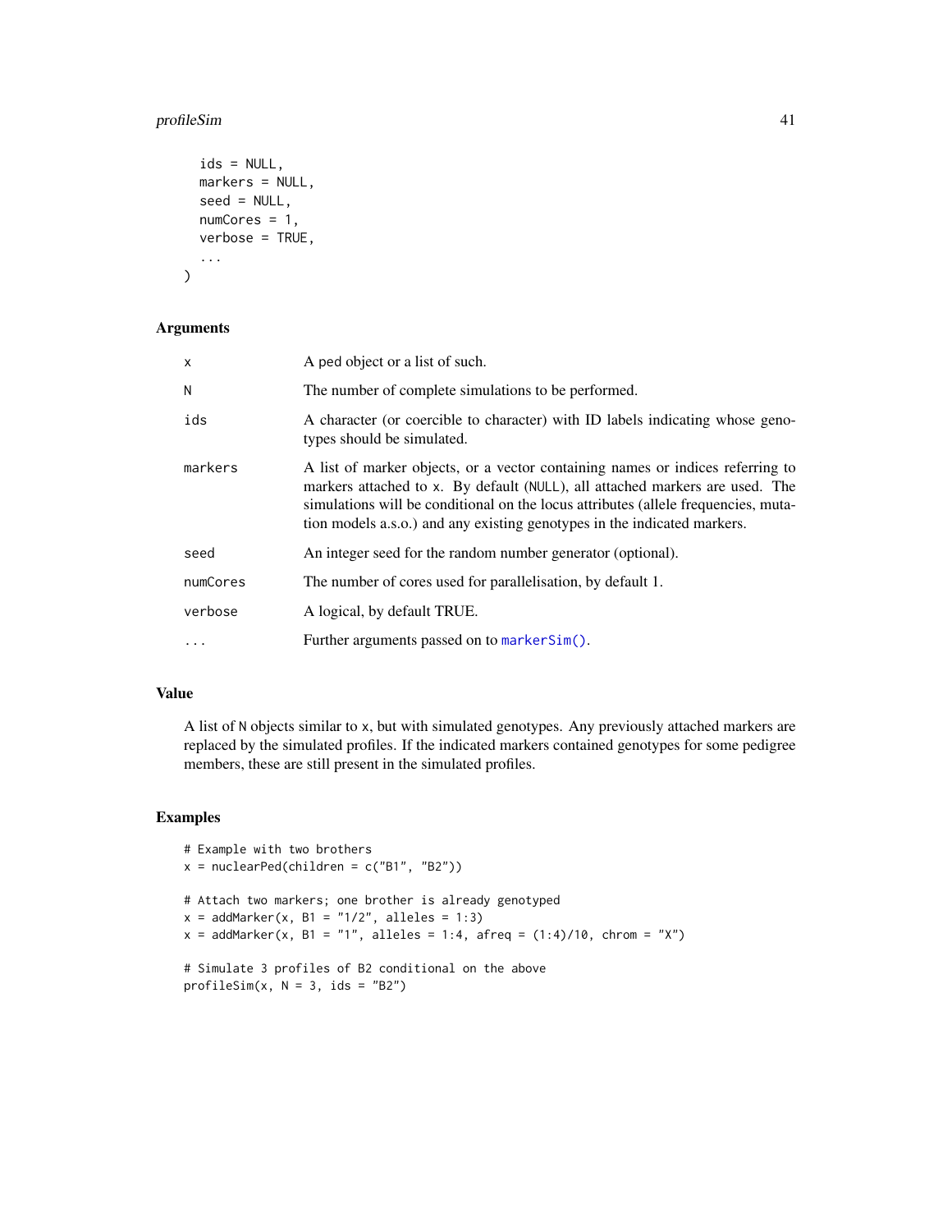```
  ids = NULL,
  markers = NULL,
  seed = NULL,
  numCores = 1,
  verbose = TRUE,
  ...
)
```

## Arguments

| | |
|---|---|
| x | A ped object or a list of such. |
| N | The number of complete simulations to be performed. |
| ids | A character (or coercible to character) with ID labels indicating whose genotypes should be simulated. |
| markers | A list of marker objects, or a vector containing names or indices referring to markers attached to x. By default (NULL), all attached markers are used. The simulations will be conditional on the locus attributes (allele frequencies, mutation models a.s.o.) and any existing genotypes in the indicated markers. |
| seed | An integer seed for the random number generator (optional). |
| numCores | The number of cores used for parallelisation, by default 1. |
| verbose | A logical, by default TRUE. |
| ... | Further arguments passed on to markerSim(). |

## Value

A list of N objects similar to x, but with simulated genotypes. Any previously attached markers are replaced by the simulated profiles. If the indicated markers contained genotypes for some pedigree members, these are still present in the simulated profiles.

## Examples

```
# Example with two brothers
x = nuclearPed(children = c("B1", "B2"))

# Attach two markers; one brother is already genotyped
x = addMarker(x, B1 = "1/2", alleles = 1:3)
x = addMarker(x, B1 = "1", alleles = 1:4, afreq = (1:4)/10, chrom = "X")

# Simulate 3 profiles of B2 conditional on the above
profileSim(x, N = 3, ids = "B2")
```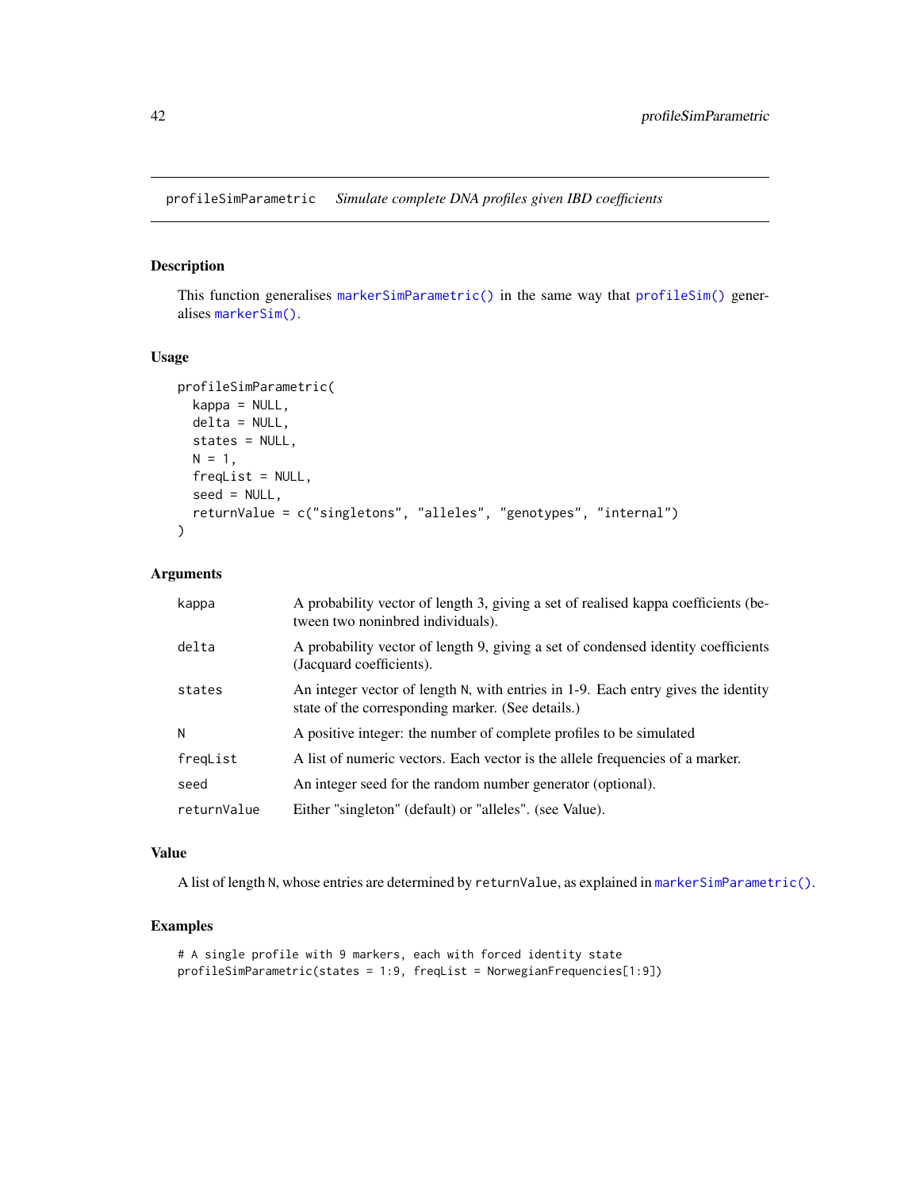profileSimParametric    *Simulate complete DNA profiles given IBD coefficients*

## Description

This function generalises `markerSimParametric()` in the same way that `profileSim()` generalises `markerSim()`.

## Usage

```
profileSimParametric(
  kappa = NULL,
  delta = NULL,
  states = NULL,
  N = 1,
  freqList = NULL,
  seed = NULL,
  returnValue = c("singletons", "alleles", "genotypes", "internal")
)
```

## Arguments

| | |
|---|---|
| `kappa` | A probability vector of length 3, giving a set of realised kappa coefficients (between two noninbred individuals). |
| `delta` | A probability vector of length 9, giving a set of condensed identity coefficients (Jacquard coefficients). |
| `states` | An integer vector of length `N`, with entries in 1-9. Each entry gives the identity state of the corresponding marker. (See details.) |
| `N` | A positive integer: the number of complete profiles to be simulated |
| `freqList` | A list of numeric vectors. Each vector is the allele frequencies of a marker. |
| `seed` | An integer seed for the random number generator (optional). |
| `returnValue` | Either "singleton" (default) or "alleles". (see Value). |

## Value

A list of length `N`, whose entries are determined by `returnValue`, as explained in `markerSimParametric()`.

## Examples

```
# A single profile with 9 markers, each with forced identity state
profileSimParametric(states = 1:9, freqList = NorwegianFrequencies[1:9])
```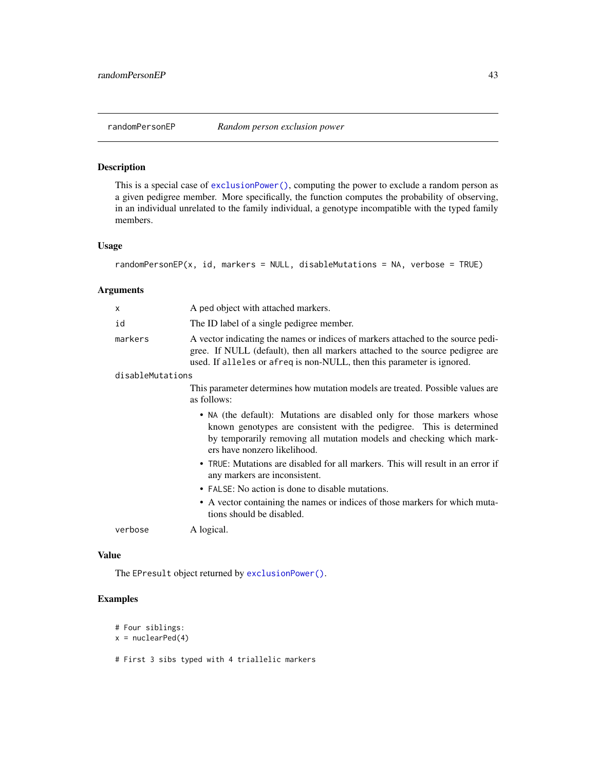randomPersonEP *Random person exclusion power*

## Description

This is a special case of `exclusionPower()`, computing the power to exclude a random person as a given pedigree member. More specifically, the function computes the probability of observing, in an individual unrelated to the family individual, a genotype incompatible with the typed family members.

## Usage

```
randomPersonEP(x, id, markers = NULL, disableMutations = NA, verbose = TRUE)
```

## Arguments

| | |
|---|---|
| `x` | A ped object with attached markers. |
| `id` | The ID label of a single pedigree member. |
| `markers` | A vector indicating the names or indices of markers attached to the source pedigree. If NULL (default), then all markers attached to the source pedigree are used. If `alleles` or `afreq` is non-NULL, then this parameter is ignored. |
| `disableMutations` | This parameter determines how mutation models are treated. Possible values are as follows:<br>• `NA` (the default): Mutations are disabled only for those markers whose known genotypes are consistent with the pedigree. This is determined by temporarily removing all mutation models and checking which markers have nonzero likelihood.<br>• `TRUE`: Mutations are disabled for all markers. This will result in an error if any markers are inconsistent.<br>• `FALSE`: No action is done to disable mutations.<br>• A vector containing the names or indices of those markers for which mutations should be disabled. |
| `verbose` | A logical. |

## Value

The `EPresult` object returned by `exclusionPower()`.

## Examples

```
# Four siblings:
x = nuclearPed(4)

# First 3 sibs typed with 4 triallelic markers
```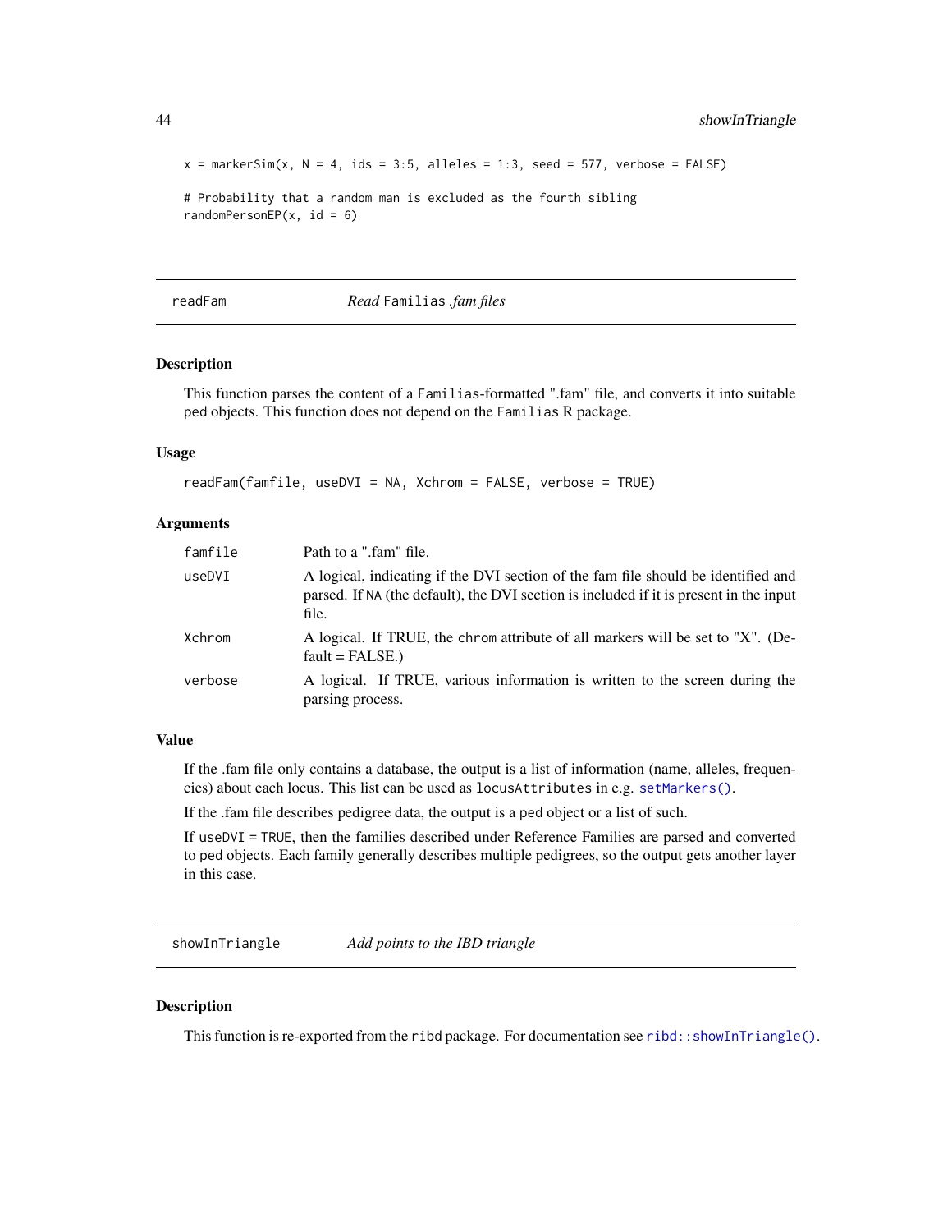```
x = markerSim(x, N = 4, ids = 3:5, alleles = 1:3, seed = 577, verbose = FALSE)

# Probability that a random man is excluded as the fourth sibling
randomPersonEP(x, id = 6)
```

## readFam — *Read* Familias *.fam files*

### Description

This function parses the content of a Familias-formatted ".fam" file, and converts it into suitable ped objects. This function does not depend on the Familias R package.

### Usage

```
readFam(famfile, useDVI = NA, Xchrom = FALSE, verbose = TRUE)
```

### Arguments

| | |
|---|---|
| famfile | Path to a ".fam" file. |
| useDVI | A logical, indicating if the DVI section of the fam file should be identified and parsed. If NA (the default), the DVI section is included if it is present in the input file. |
| Xchrom | A logical. If TRUE, the chrom attribute of all markers will be set to "X". (Default = FALSE.) |
| verbose | A logical. If TRUE, various information is written to the screen during the parsing process. |

### Value

If the .fam file only contains a database, the output is a list of information (name, alleles, frequencies) about each locus. This list can be used as locusAttributes in e.g. setMarkers().

If the .fam file describes pedigree data, the output is a ped object or a list of such.

If useDVI = TRUE, then the families described under Reference Families are parsed and converted to ped objects. Each family generally describes multiple pedigrees, so the output gets another layer in this case.

## showInTriangle — *Add points to the IBD triangle*

### Description

This function is re-exported from the ribd package. For documentation see ribd::showInTriangle().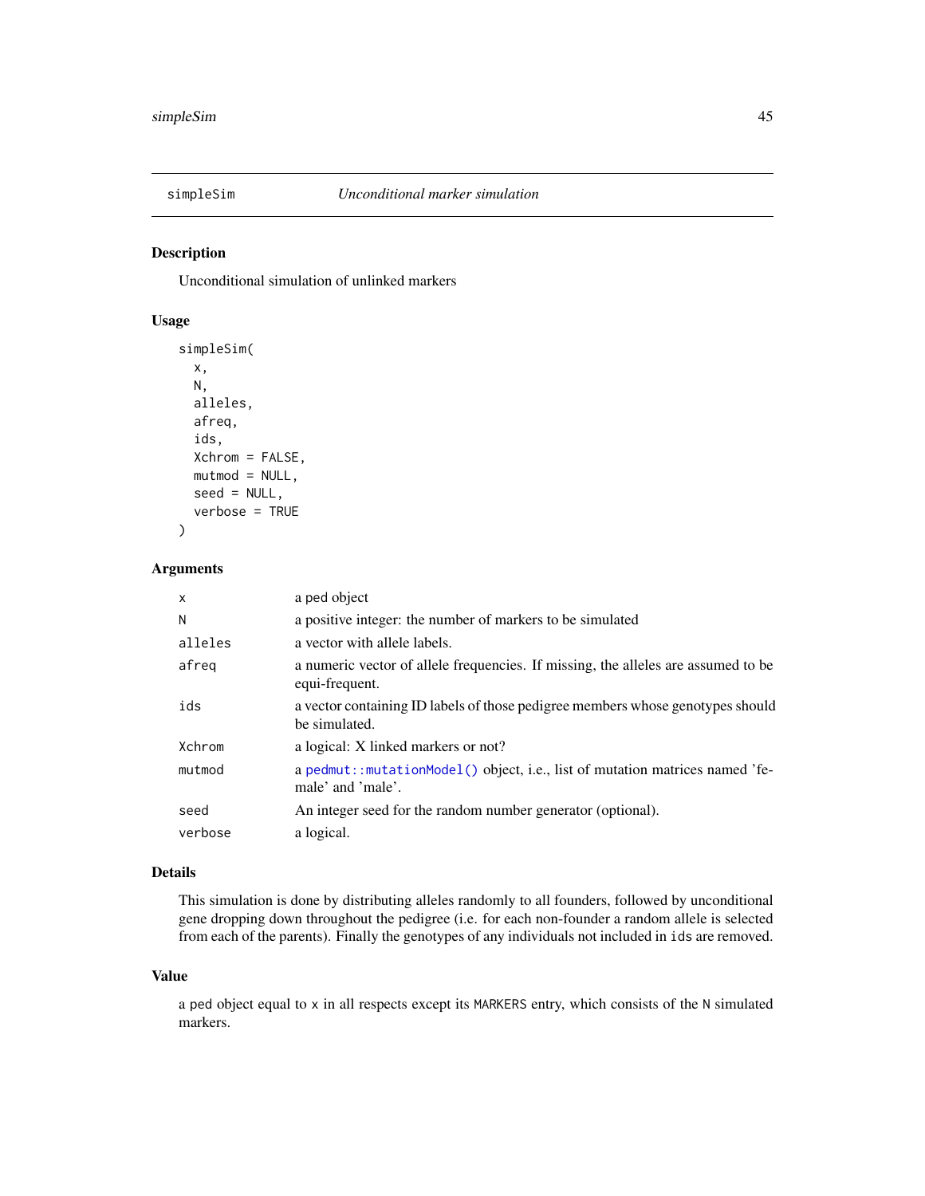## simpleSim *Unconditional marker simulation*

### Description

Unconditional simulation of unlinked markers

### Usage

```
simpleSim(
  x,
  N,
  alleles,
  afreq,
  ids,
  Xchrom = FALSE,
  mutmod = NULL,
  seed = NULL,
  verbose = TRUE
)
```

### Arguments

| | |
|---|---|
| x | a ped object |
| N | a positive integer: the number of markers to be simulated |
| alleles | a vector with allele labels. |
| afreq | a numeric vector of allele frequencies. If missing, the alleles are assumed to be equi-frequent. |
| ids | a vector containing ID labels of those pedigree members whose genotypes should be simulated. |
| Xchrom | a logical: X linked markers or not? |
| mutmod | a `pedmut::mutationModel()` object, i.e., list of mutation matrices named 'female' and 'male'. |
| seed | An integer seed for the random number generator (optional). |
| verbose | a logical. |

### Details

This simulation is done by distributing alleles randomly to all founders, followed by unconditional gene dropping down throughout the pedigree (i.e. for each non-founder a random allele is selected from each of the parents). Finally the genotypes of any individuals not included in `ids` are removed.

### Value

a ped object equal to `x` in all respects except its `MARKERS` entry, which consists of the `N` simulated markers.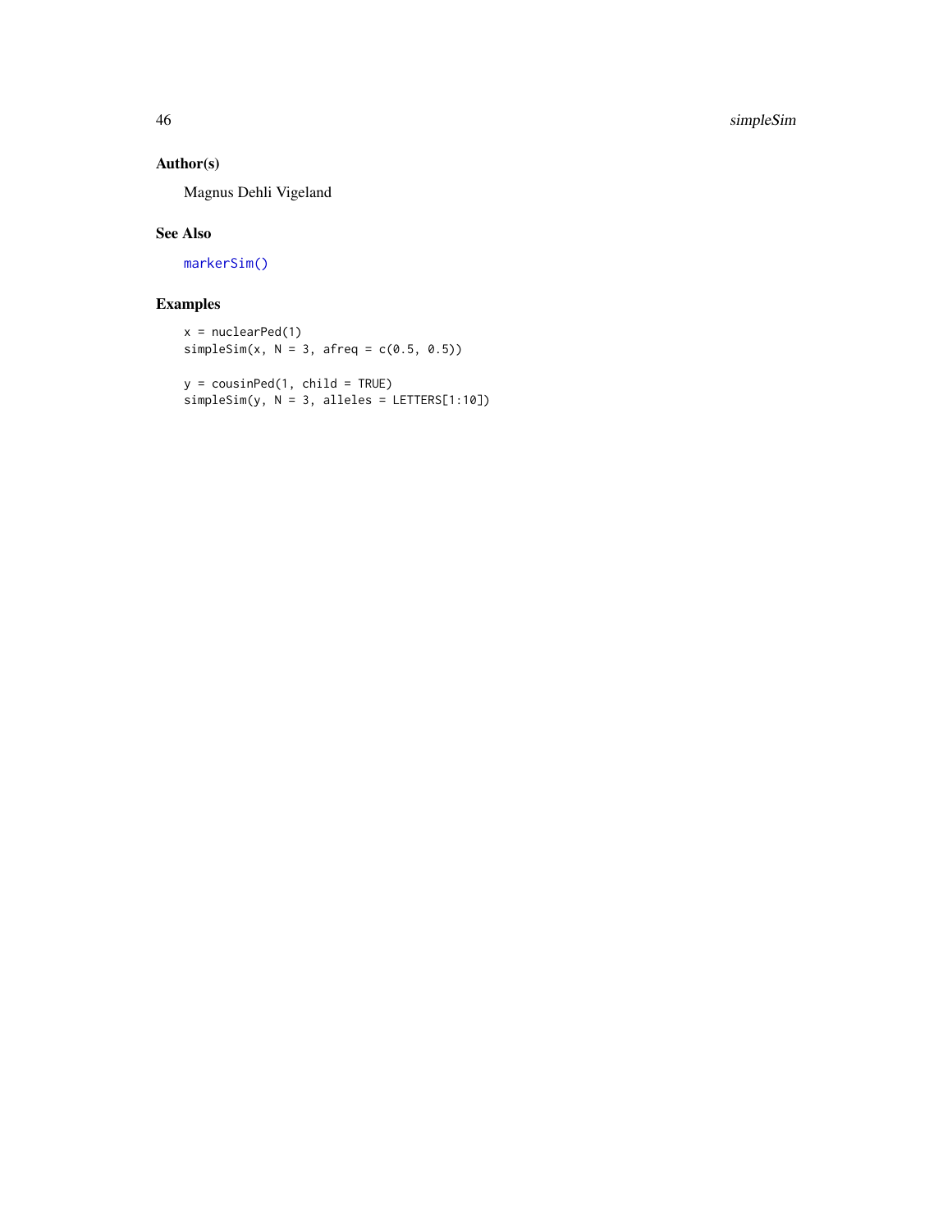## Author(s)

Magnus Dehli Vigeland

## See Also

markerSim()

## Examples

```
x = nuclearPed(1)
simpleSim(x, N = 3, afreq = c(0.5, 0.5))

y = cousinPed(1, child = TRUE)
simpleSim(y, N = 3, alleles = LETTERS[1:10])
```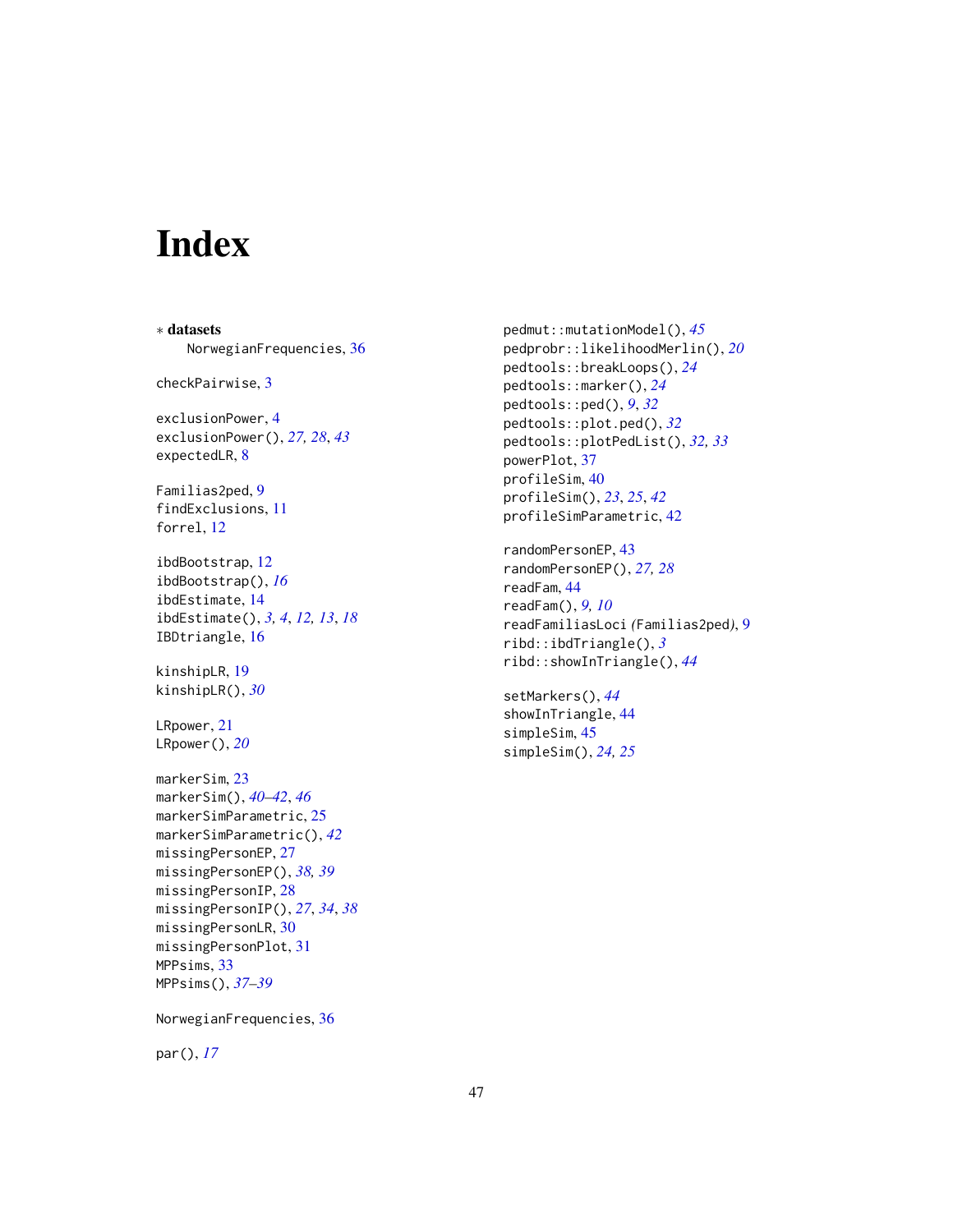# Index

∗ **datasets**
NorwegianFrequencies, 36

checkPairwise, 3

exclusionPower, 4
exclusionPower(), *27, 28*, *43*
expectedLR, 8

Familias2ped, 9
findExclusions, 11
forrel, 12

ibdBootstrap, 12
ibdBootstrap(), *16*
ibdEstimate, 14
ibdEstimate(), *3*, *4*, *12, 13*, *18*
IBDtriangle, 16

kinshipLR, 19
kinshipLR(), *30*

LRpower, 21
LRpower(), *20*

markerSim, 23
markerSim(), *40–42*, *46*
markerSimParametric, 25
markerSimParametric(), *42*
missingPersonEP, 27
missingPersonEP(), *38, 39*
missingPersonIP, 28
missingPersonIP(), *27*, *34*, *38*
missingPersonLR, 30
missingPersonPlot, 31
MPPsims, 33
MPPsims(), *37–39*

NorwegianFrequencies, 36

par(), *17*

pedmut::mutationModel(), *45*
pedprobr::likelihoodMerlin(), *20*
pedtools::breakLoops(), *24*
pedtools::marker(), *24*
pedtools::ped(), *9*, *32*
pedtools::plot.ped(), *32*
pedtools::plotPedList(), *32, 33*
powerPlot, 37
profileSim, 40
profileSim(), *23*, *25*, *42*
profileSimParametric, 42

randomPersonEP, 43
randomPersonEP(), *27, 28*
readFam, 44
readFam(), *9, 10*
readFamiliasLoci *(*Familias2ped*)*, 9
ribd::ibdTriangle(), *3*
ribd::showInTriangle(), *44*

setMarkers(), *44*
showInTriangle, 44
simpleSim, 45
simpleSim(), *24, 25*